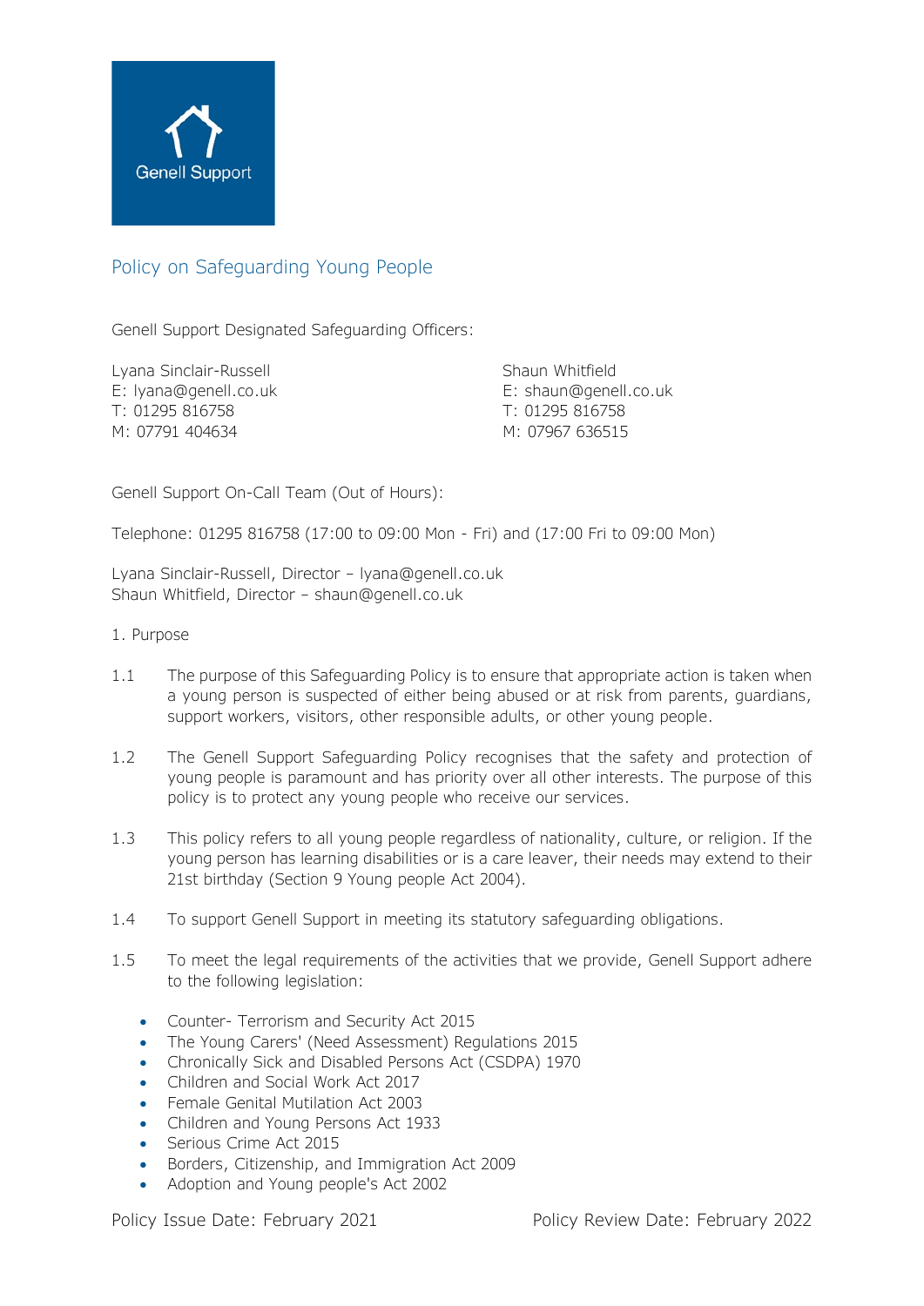Genell Support

# Policy on Safeguarding Young People

Genell Support Designated Safeguarding Officers:

Lyana Sinclair-Russell
E: lyana@genell.co.uk
T: 01295 816758
M: 07791 404634

Shaun Whitfield
E: shaun@genell.co.uk
T: 01295 816758
M: 07967 636515

Genell Support On-Call Team (Out of Hours):

Telephone: 01295 816758 (17:00 to 09:00 Mon - Fri) and (17:00 Fri to 09:00 Mon)

Lyana Sinclair-Russell, Director – lyana@genell.co.uk
Shaun Whitfield, Director – shaun@genell.co.uk

## 1. Purpose

1.1 The purpose of this Safeguarding Policy is to ensure that appropriate action is taken when a young person is suspected of either being abused or at risk from parents, guardians, support workers, visitors, other responsible adults, or other young people.

1.2 The Genell Support Safeguarding Policy recognises that the safety and protection of young people is paramount and has priority over all other interests. The purpose of this policy is to protect any young people who receive our services.

1.3 This policy refers to all young people regardless of nationality, culture, or religion. If the young person has learning disabilities or is a care leaver, their needs may extend to their 21st birthday (Section 9 Young people Act 2004).

1.4 To support Genell Support in meeting its statutory safeguarding obligations.

1.5 To meet the legal requirements of the activities that we provide, Genell Support adhere to the following legislation:

- Counter- Terrorism and Security Act 2015
- The Young Carers' (Need Assessment) Regulations 2015
- Chronically Sick and Disabled Persons Act (CSDPA) 1970
- Children and Social Work Act 2017
- Female Genital Mutilation Act 2003
- Children and Young Persons Act 1933
- Serious Crime Act 2015
- Borders, Citizenship, and Immigration Act 2009
- Adoption and Young people's Act 2002

Policy Issue Date: February 2021 Policy Review Date: February 2022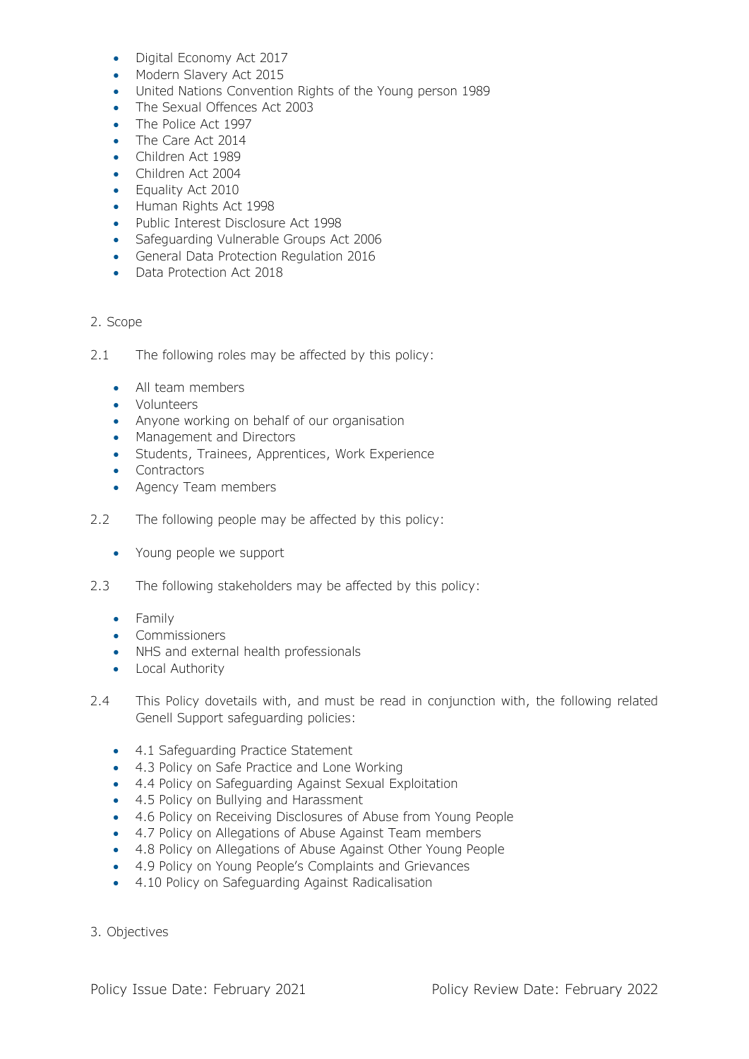- Digital Economy Act 2017
- Modern Slavery Act 2015
- United Nations Convention Rights of the Young person 1989
- The Sexual Offences Act 2003
- The Police Act 1997
- The Care Act 2014
- Children Act 1989
- Children Act 2004
- Equality Act 2010
- Human Rights Act 1998
- Public Interest Disclosure Act 1998
- Safeguarding Vulnerable Groups Act 2006
- General Data Protection Regulation 2016
- Data Protection Act 2018

## 2. Scope

2.1 The following roles may be affected by this policy:

- All team members
- Volunteers
- Anyone working on behalf of our organisation
- Management and Directors
- Students, Trainees, Apprentices, Work Experience
- Contractors
- Agency Team members

2.2 The following people may be affected by this policy:

- Young people we support

2.3 The following stakeholders may be affected by this policy:

- Family
- Commissioners
- NHS and external health professionals
- Local Authority

2.4 This Policy dovetails with, and must be read in conjunction with, the following related Genell Support safeguarding policies:

- 4.1 Safeguarding Practice Statement
- 4.3 Policy on Safe Practice and Lone Working
- 4.4 Policy on Safeguarding Against Sexual Exploitation
- 4.5 Policy on Bullying and Harassment
- 4.6 Policy on Receiving Disclosures of Abuse from Young People
- 4.7 Policy on Allegations of Abuse Against Team members
- 4.8 Policy on Allegations of Abuse Against Other Young People
- 4.9 Policy on Young People's Complaints and Grievances
- 4.10 Policy on Safeguarding Against Radicalisation

## 3. Objectives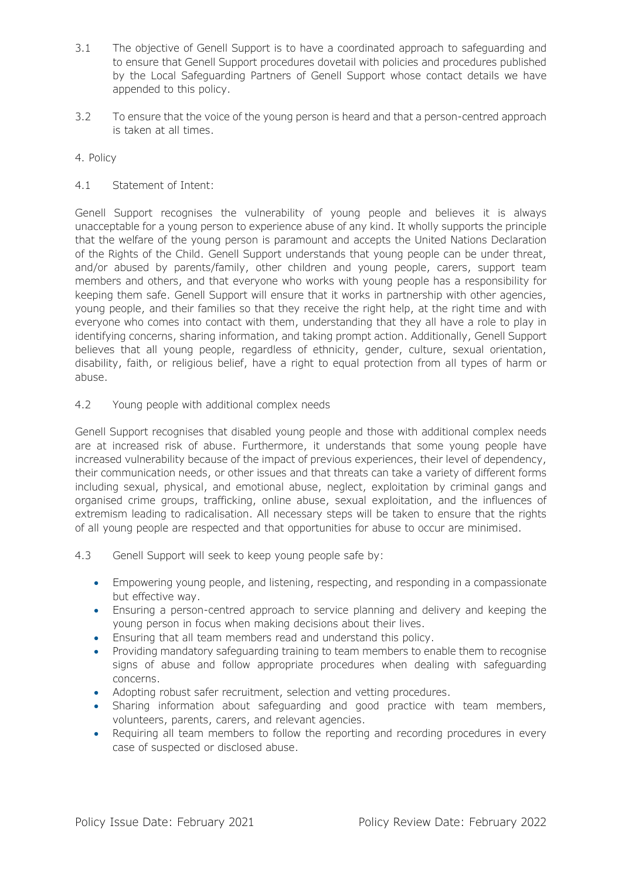3.1 The objective of Genell Support is to have a coordinated approach to safeguarding and to ensure that Genell Support procedures dovetail with policies and procedures published by the Local Safeguarding Partners of Genell Support whose contact details we have appended to this policy.

3.2 To ensure that the voice of the young person is heard and that a person-centred approach is taken at all times.

## 4. Policy

### 4.1 Statement of Intent:

Genell Support recognises the vulnerability of young people and believes it is always unacceptable for a young person to experience abuse of any kind. It wholly supports the principle that the welfare of the young person is paramount and accepts the United Nations Declaration of the Rights of the Child. Genell Support understands that young people can be under threat, and/or abused by parents/family, other children and young people, carers, support team members and others, and that everyone who works with young people has a responsibility for keeping them safe. Genell Support will ensure that it works in partnership with other agencies, young people, and their families so that they receive the right help, at the right time and with everyone who comes into contact with them, understanding that they all have a role to play in identifying concerns, sharing information, and taking prompt action. Additionally, Genell Support believes that all young people, regardless of ethnicity, gender, culture, sexual orientation, disability, faith, or religious belief, have a right to equal protection from all types of harm or abuse.

### 4.2 Young people with additional complex needs

Genell Support recognises that disabled young people and those with additional complex needs are at increased risk of abuse. Furthermore, it understands that some young people have increased vulnerability because of the impact of previous experiences, their level of dependency, their communication needs, or other issues and that threats can take a variety of different forms including sexual, physical, and emotional abuse, neglect, exploitation by criminal gangs and organised crime groups, trafficking, online abuse, sexual exploitation, and the influences of extremism leading to radicalisation. All necessary steps will be taken to ensure that the rights of all young people are respected and that opportunities for abuse to occur are minimised.

### 4.3 Genell Support will seek to keep young people safe by:

- Empowering young people, and listening, respecting, and responding in a compassionate but effective way.
- Ensuring a person-centred approach to service planning and delivery and keeping the young person in focus when making decisions about their lives.
- Ensuring that all team members read and understand this policy.
- Providing mandatory safeguarding training to team members to enable them to recognise signs of abuse and follow appropriate procedures when dealing with safeguarding concerns.
- Adopting robust safer recruitment, selection and vetting procedures.
- Sharing information about safeguarding and good practice with team members, volunteers, parents, carers, and relevant agencies.
- Requiring all team members to follow the reporting and recording procedures in every case of suspected or disclosed abuse.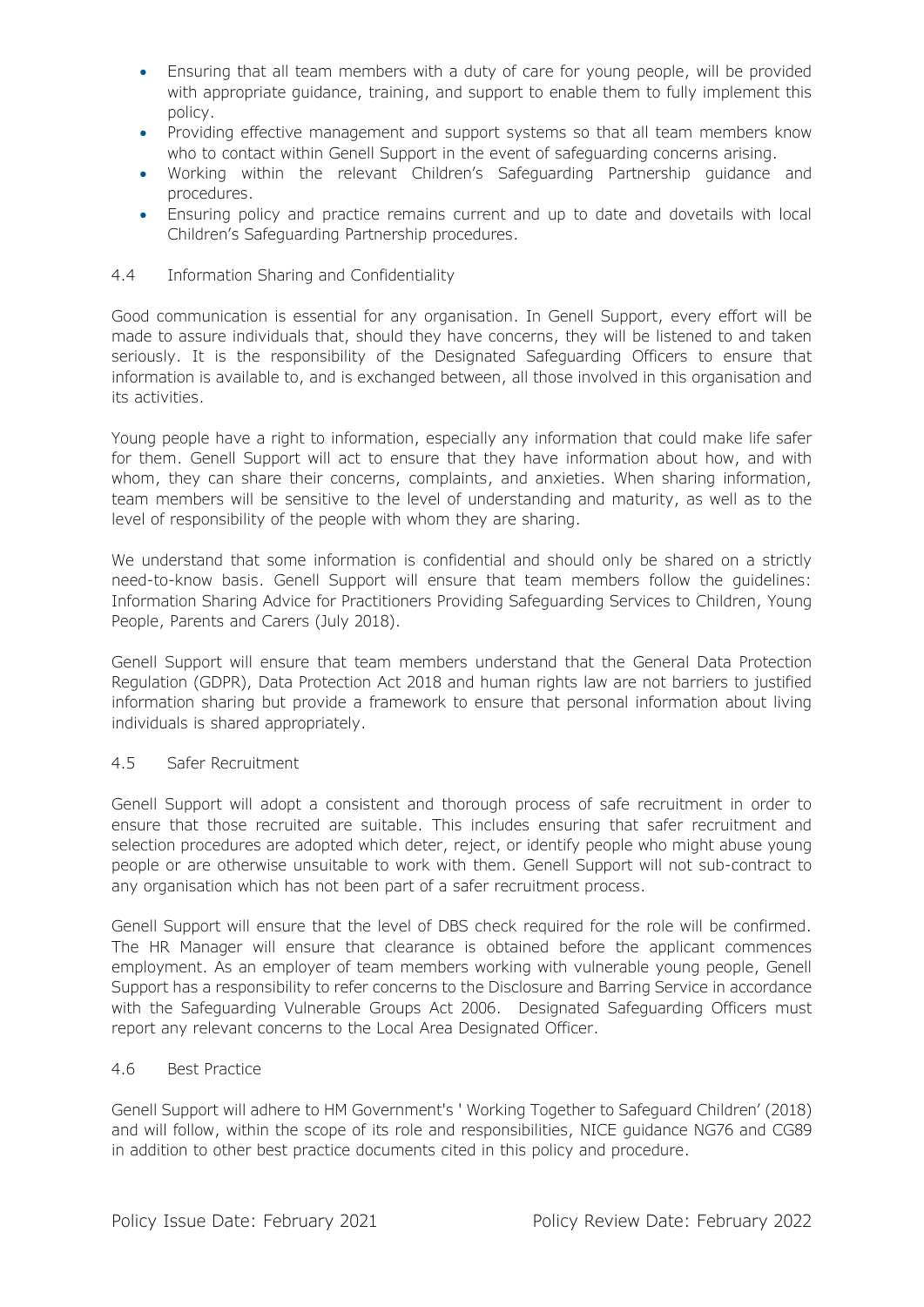- Ensuring that all team members with a duty of care for young people, will be provided with appropriate guidance, training, and support to enable them to fully implement this policy.
- Providing effective management and support systems so that all team members know who to contact within Genell Support in the event of safeguarding concerns arising.
- Working within the relevant Children's Safeguarding Partnership guidance and procedures.
- Ensuring policy and practice remains current and up to date and dovetails with local Children's Safeguarding Partnership procedures.

### 4.4 Information Sharing and Confidentiality

Good communication is essential for any organisation. In Genell Support, every effort will be made to assure individuals that, should they have concerns, they will be listened to and taken seriously. It is the responsibility of the Designated Safeguarding Officers to ensure that information is available to, and is exchanged between, all those involved in this organisation and its activities.

Young people have a right to information, especially any information that could make life safer for them. Genell Support will act to ensure that they have information about how, and with whom, they can share their concerns, complaints, and anxieties. When sharing information, team members will be sensitive to the level of understanding and maturity, as well as to the level of responsibility of the people with whom they are sharing.

We understand that some information is confidential and should only be shared on a strictly need-to-know basis. Genell Support will ensure that team members follow the guidelines: Information Sharing Advice for Practitioners Providing Safeguarding Services to Children, Young People, Parents and Carers (July 2018).

Genell Support will ensure that team members understand that the General Data Protection Regulation (GDPR), Data Protection Act 2018 and human rights law are not barriers to justified information sharing but provide a framework to ensure that personal information about living individuals is shared appropriately.

### 4.5 Safer Recruitment

Genell Support will adopt a consistent and thorough process of safe recruitment in order to ensure that those recruited are suitable. This includes ensuring that safer recruitment and selection procedures are adopted which deter, reject, or identify people who might abuse young people or are otherwise unsuitable to work with them. Genell Support will not sub-contract to any organisation which has not been part of a safer recruitment process.

Genell Support will ensure that the level of DBS check required for the role will be confirmed. The HR Manager will ensure that clearance is obtained before the applicant commences employment. As an employer of team members working with vulnerable young people, Genell Support has a responsibility to refer concerns to the Disclosure and Barring Service in accordance with the Safeguarding Vulnerable Groups Act 2006. Designated Safeguarding Officers must report any relevant concerns to the Local Area Designated Officer.

### 4.6 Best Practice

Genell Support will adhere to HM Government's ' Working Together to Safeguard Children' (2018) and will follow, within the scope of its role and responsibilities, NICE guidance NG76 and CG89 in addition to other best practice documents cited in this policy and procedure.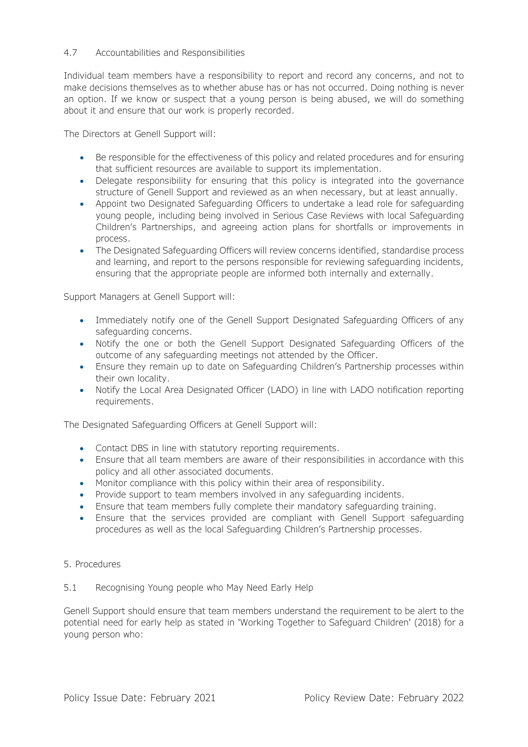### 4.7 Accountabilities and Responsibilities

Individual team members have a responsibility to report and record any concerns, and not to make decisions themselves as to whether abuse has or has not occurred. Doing nothing is never an option. If we know or suspect that a young person is being abused, we will do something about it and ensure that our work is properly recorded.

The Directors at Genell Support will:

- Be responsible for the effectiveness of this policy and related procedures and for ensuring that sufficient resources are available to support its implementation.
- Delegate responsibility for ensuring that this policy is integrated into the governance structure of Genell Support and reviewed as an when necessary, but at least annually.
- Appoint two Designated Safeguarding Officers to undertake a lead role for safeguarding young people, including being involved in Serious Case Reviews with local Safeguarding Children's Partnerships, and agreeing action plans for shortfalls or improvements in process.
- The Designated Safeguarding Officers will review concerns identified, standardise process and learning, and report to the persons responsible for reviewing safeguarding incidents, ensuring that the appropriate people are informed both internally and externally.

Support Managers at Genell Support will:

- Immediately notify one of the Genell Support Designated Safeguarding Officers of any safeguarding concerns.
- Notify the one or both the Genell Support Designated Safeguarding Officers of the outcome of any safeguarding meetings not attended by the Officer.
- Ensure they remain up to date on Safeguarding Children's Partnership processes within their own locality.
- Notify the Local Area Designated Officer (LADO) in line with LADO notification reporting requirements.

The Designated Safeguarding Officers at Genell Support will:

- Contact DBS in line with statutory reporting requirements.
- Ensure that all team members are aware of their responsibilities in accordance with this policy and all other associated documents.
- Monitor compliance with this policy within their area of responsibility.
- Provide support to team members involved in any safeguarding incidents.
- Ensure that team members fully complete their mandatory safeguarding training.
- Ensure that the services provided are compliant with Genell Support safeguarding procedures as well as the local Safeguarding Children's Partnership processes.

## 5. Procedures

### 5.1 Recognising Young people who May Need Early Help

Genell Support should ensure that team members understand the requirement to be alert to the potential need for early help as stated in 'Working Together to Safeguard Children' (2018) for a young person who: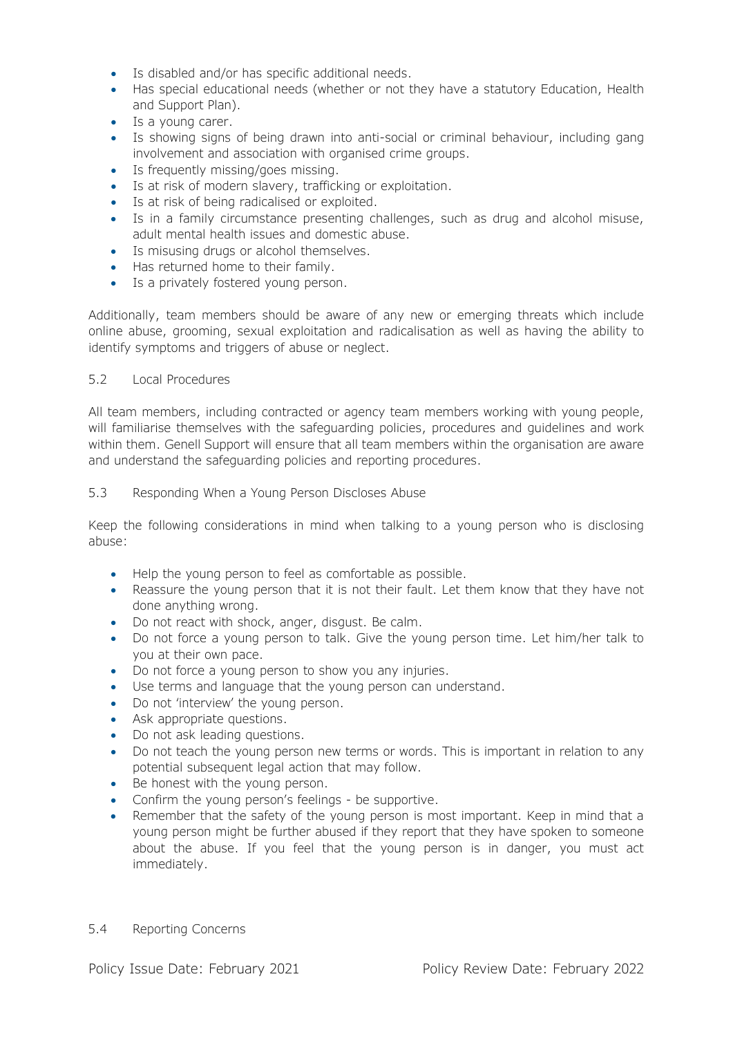- Is disabled and/or has specific additional needs.
- Has special educational needs (whether or not they have a statutory Education, Health and Support Plan).
- Is a young carer.
- Is showing signs of being drawn into anti-social or criminal behaviour, including gang involvement and association with organised crime groups.
- Is frequently missing/goes missing.
- Is at risk of modern slavery, trafficking or exploitation.
- Is at risk of being radicalised or exploited.
- Is in a family circumstance presenting challenges, such as drug and alcohol misuse, adult mental health issues and domestic abuse.
- Is misusing drugs or alcohol themselves.
- Has returned home to their family.
- Is a privately fostered young person.

Additionally, team members should be aware of any new or emerging threats which include online abuse, grooming, sexual exploitation and radicalisation as well as having the ability to identify symptoms and triggers of abuse or neglect.

### 5.2 Local Procedures

All team members, including contracted or agency team members working with young people, will familiarise themselves with the safeguarding policies, procedures and guidelines and work within them. Genell Support will ensure that all team members within the organisation are aware and understand the safeguarding policies and reporting procedures.

### 5.3 Responding When a Young Person Discloses Abuse

Keep the following considerations in mind when talking to a young person who is disclosing abuse:

- Help the young person to feel as comfortable as possible.
- Reassure the young person that it is not their fault. Let them know that they have not done anything wrong.
- Do not react with shock, anger, disgust. Be calm.
- Do not force a young person to talk. Give the young person time. Let him/her talk to you at their own pace.
- Do not force a young person to show you any injuries.
- Use terms and language that the young person can understand.
- Do not 'interview' the young person.
- Ask appropriate questions.
- Do not ask leading questions.
- Do not teach the young person new terms or words. This is important in relation to any potential subsequent legal action that may follow.
- Be honest with the young person.
- Confirm the young person's feelings - be supportive.
- Remember that the safety of the young person is most important. Keep in mind that a young person might be further abused if they report that they have spoken to someone about the abuse. If you feel that the young person is in danger, you must act immediately.

### 5.4 Reporting Concerns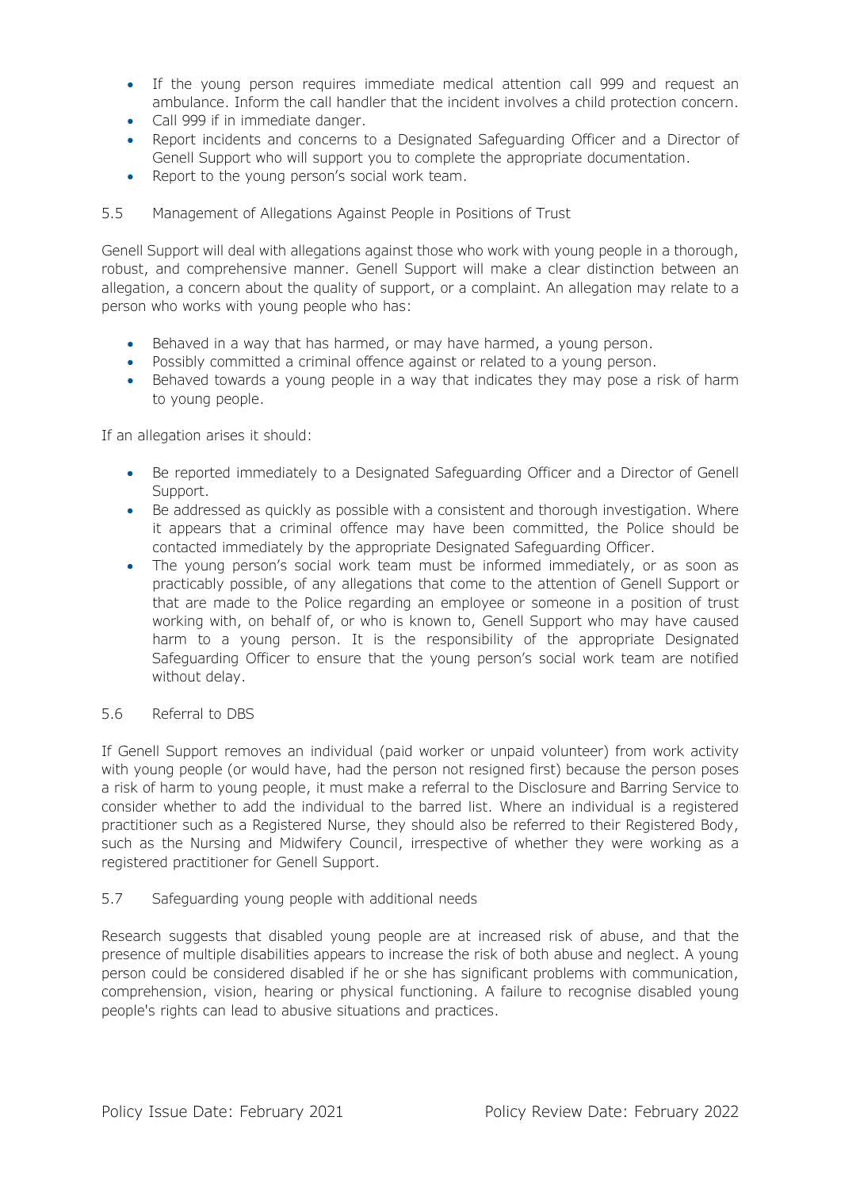- If the young person requires immediate medical attention call 999 and request an ambulance. Inform the call handler that the incident involves a child protection concern.
- Call 999 if in immediate danger.
- Report incidents and concerns to a Designated Safeguarding Officer and a Director of Genell Support who will support you to complete the appropriate documentation.
- Report to the young person's social work team.

### 5.5 Management of Allegations Against People in Positions of Trust

Genell Support will deal with allegations against those who work with young people in a thorough, robust, and comprehensive manner. Genell Support will make a clear distinction between an allegation, a concern about the quality of support, or a complaint. An allegation may relate to a person who works with young people who has:

- Behaved in a way that has harmed, or may have harmed, a young person.
- Possibly committed a criminal offence against or related to a young person.
- Behaved towards a young people in a way that indicates they may pose a risk of harm to young people.

If an allegation arises it should:

- Be reported immediately to a Designated Safeguarding Officer and a Director of Genell Support.
- Be addressed as quickly as possible with a consistent and thorough investigation. Where it appears that a criminal offence may have been committed, the Police should be contacted immediately by the appropriate Designated Safeguarding Officer.
- The young person's social work team must be informed immediately, or as soon as practicably possible, of any allegations that come to the attention of Genell Support or that are made to the Police regarding an employee or someone in a position of trust working with, on behalf of, or who is known to, Genell Support who may have caused harm to a young person. It is the responsibility of the appropriate Designated Safeguarding Officer to ensure that the young person's social work team are notified without delay.

### 5.6 Referral to DBS

If Genell Support removes an individual (paid worker or unpaid volunteer) from work activity with young people (or would have, had the person not resigned first) because the person poses a risk of harm to young people, it must make a referral to the Disclosure and Barring Service to consider whether to add the individual to the barred list. Where an individual is a registered practitioner such as a Registered Nurse, they should also be referred to their Registered Body, such as the Nursing and Midwifery Council, irrespective of whether they were working as a registered practitioner for Genell Support.

### 5.7 Safeguarding young people with additional needs

Research suggests that disabled young people are at increased risk of abuse, and that the presence of multiple disabilities appears to increase the risk of both abuse and neglect. A young person could be considered disabled if he or she has significant problems with communication, comprehension, vision, hearing or physical functioning. A failure to recognise disabled young people's rights can lead to abusive situations and practices.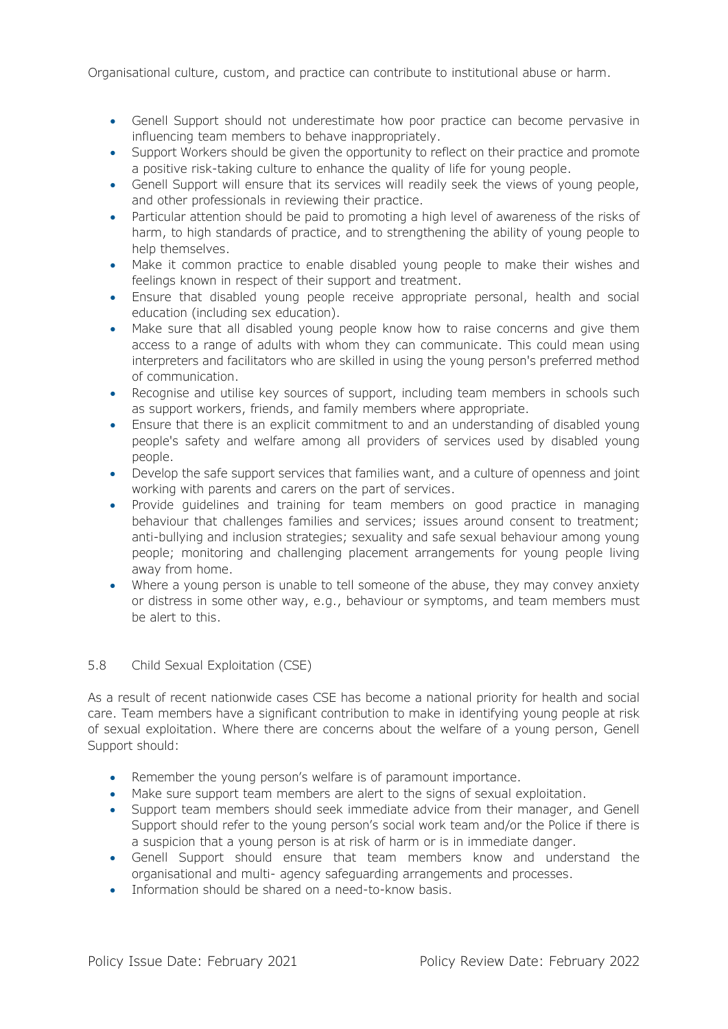Organisational culture, custom, and practice can contribute to institutional abuse or harm.

- Genell Support should not underestimate how poor practice can become pervasive in influencing team members to behave inappropriately.
- Support Workers should be given the opportunity to reflect on their practice and promote a positive risk-taking culture to enhance the quality of life for young people.
- Genell Support will ensure that its services will readily seek the views of young people, and other professionals in reviewing their practice.
- Particular attention should be paid to promoting a high level of awareness of the risks of harm, to high standards of practice, and to strengthening the ability of young people to help themselves.
- Make it common practice to enable disabled young people to make their wishes and feelings known in respect of their support and treatment.
- Ensure that disabled young people receive appropriate personal, health and social education (including sex education).
- Make sure that all disabled young people know how to raise concerns and give them access to a range of adults with whom they can communicate. This could mean using interpreters and facilitators who are skilled in using the young person's preferred method of communication.
- Recognise and utilise key sources of support, including team members in schools such as support workers, friends, and family members where appropriate.
- Ensure that there is an explicit commitment to and an understanding of disabled young people's safety and welfare among all providers of services used by disabled young people.
- Develop the safe support services that families want, and a culture of openness and joint working with parents and carers on the part of services.
- Provide guidelines and training for team members on good practice in managing behaviour that challenges families and services; issues around consent to treatment; anti-bullying and inclusion strategies; sexuality and safe sexual behaviour among young people; monitoring and challenging placement arrangements for young people living away from home.
- Where a young person is unable to tell someone of the abuse, they may convey anxiety or distress in some other way, e.g., behaviour or symptoms, and team members must be alert to this.

## 5.8 Child Sexual Exploitation (CSE)

As a result of recent nationwide cases CSE has become a national priority for health and social care. Team members have a significant contribution to make in identifying young people at risk of sexual exploitation. Where there are concerns about the welfare of a young person, Genell Support should:

- Remember the young person's welfare is of paramount importance.
- Make sure support team members are alert to the signs of sexual exploitation.
- Support team members should seek immediate advice from their manager, and Genell Support should refer to the young person's social work team and/or the Police if there is a suspicion that a young person is at risk of harm or is in immediate danger.
- Genell Support should ensure that team members know and understand the organisational and multi- agency safeguarding arrangements and processes.
- Information should be shared on a need-to-know basis.

Policy Issue Date: February 2021 Policy Review Date: February 2022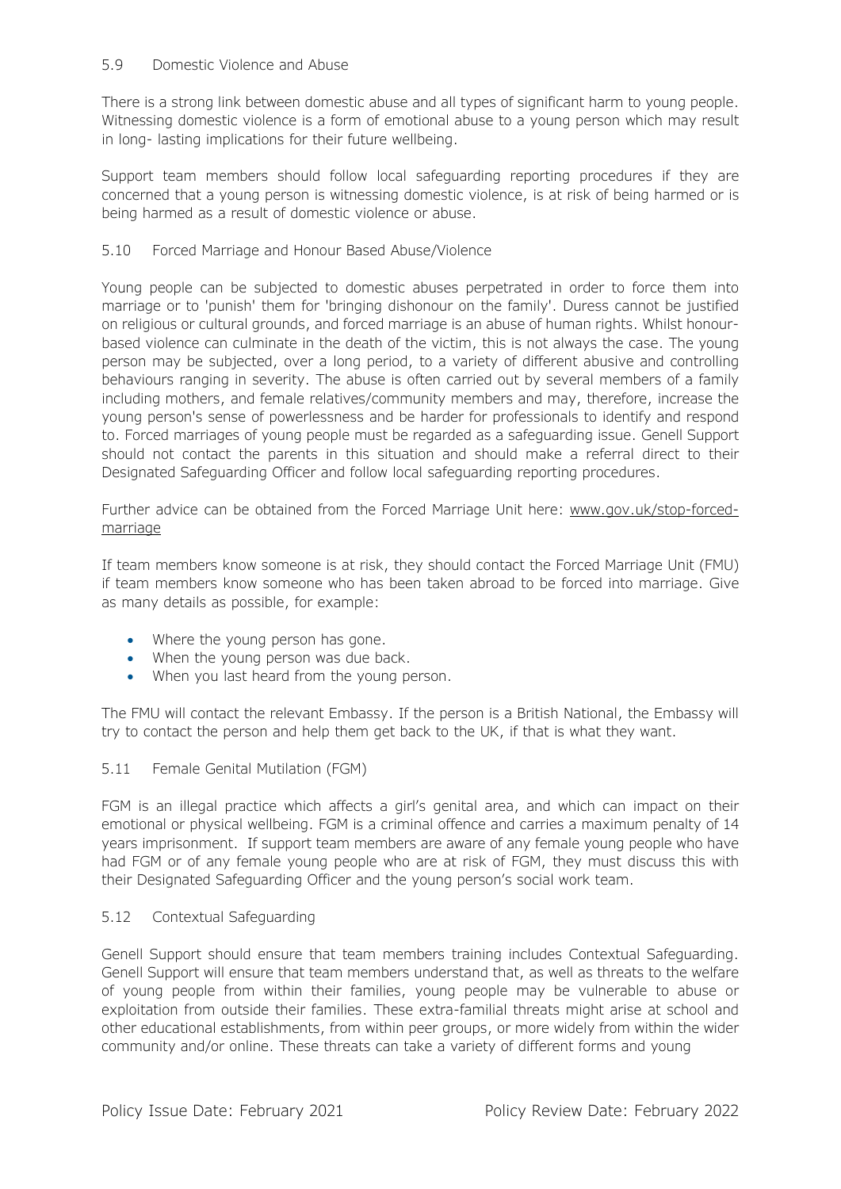### 5.9 Domestic Violence and Abuse

There is a strong link between domestic abuse and all types of significant harm to young people. Witnessing domestic violence is a form of emotional abuse to a young person which may result in long- lasting implications for their future wellbeing.

Support team members should follow local safeguarding reporting procedures if they are concerned that a young person is witnessing domestic violence, is at risk of being harmed or is being harmed as a result of domestic violence or abuse.

### 5.10 Forced Marriage and Honour Based Abuse/Violence

Young people can be subjected to domestic abuses perpetrated in order to force them into marriage or to 'punish' them for 'bringing dishonour on the family'. Duress cannot be justified on religious or cultural grounds, and forced marriage is an abuse of human rights. Whilst honour-based violence can culminate in the death of the victim, this is not always the case. The young person may be subjected, over a long period, to a variety of different abusive and controlling behaviours ranging in severity. The abuse is often carried out by several members of a family including mothers, and female relatives/community members and may, therefore, increase the young person's sense of powerlessness and be harder for professionals to identify and respond to. Forced marriages of young people must be regarded as a safeguarding issue. Genell Support should not contact the parents in this situation and should make a referral direct to their Designated Safeguarding Officer and follow local safeguarding reporting procedures.

Further advice can be obtained from the Forced Marriage Unit here: www.gov.uk/stop-forced-marriage

If team members know someone is at risk, they should contact the Forced Marriage Unit (FMU) if team members know someone who has been taken abroad to be forced into marriage. Give as many details as possible, for example:

- Where the young person has gone.
- When the young person was due back.
- When you last heard from the young person.

The FMU will contact the relevant Embassy. If the person is a British National, the Embassy will try to contact the person and help them get back to the UK, if that is what they want.

### 5.11 Female Genital Mutilation (FGM)

FGM is an illegal practice which affects a girl's genital area, and which can impact on their emotional or physical wellbeing. FGM is a criminal offence and carries a maximum penalty of 14 years imprisonment. If support team members are aware of any female young people who have had FGM or of any female young people who are at risk of FGM, they must discuss this with their Designated Safeguarding Officer and the young person's social work team.

### 5.12 Contextual Safeguarding

Genell Support should ensure that team members training includes Contextual Safeguarding. Genell Support will ensure that team members understand that, as well as threats to the welfare of young people from within their families, young people may be vulnerable to abuse or exploitation from outside their families. These extra-familial threats might arise at school and other educational establishments, from within peer groups, or more widely from within the wider community and/or online. These threats can take a variety of different forms and young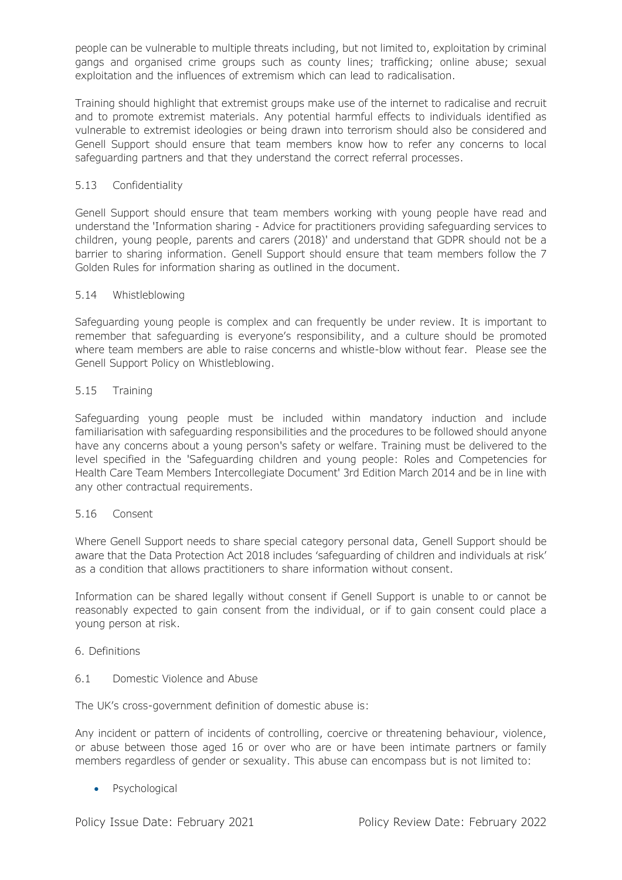people can be vulnerable to multiple threats including, but not limited to, exploitation by criminal gangs and organised crime groups such as county lines; trafficking; online abuse; sexual exploitation and the influences of extremism which can lead to radicalisation.

Training should highlight that extremist groups make use of the internet to radicalise and recruit and to promote extremist materials. Any potential harmful effects to individuals identified as vulnerable to extremist ideologies or being drawn into terrorism should also be considered and Genell Support should ensure that team members know how to refer any concerns to local safeguarding partners and that they understand the correct referral processes.

### 5.13 Confidentiality

Genell Support should ensure that team members working with young people have read and understand the 'Information sharing - Advice for practitioners providing safeguarding services to children, young people, parents and carers (2018)' and understand that GDPR should not be a barrier to sharing information. Genell Support should ensure that team members follow the 7 Golden Rules for information sharing as outlined in the document.

### 5.14 Whistleblowing

Safeguarding young people is complex and can frequently be under review. It is important to remember that safeguarding is everyone's responsibility, and a culture should be promoted where team members are able to raise concerns and whistle-blow without fear. Please see the Genell Support Policy on Whistleblowing.

### 5.15 Training

Safeguarding young people must be included within mandatory induction and include familiarisation with safeguarding responsibilities and the procedures to be followed should anyone have any concerns about a young person's safety or welfare. Training must be delivered to the level specified in the 'Safeguarding children and young people: Roles and Competencies for Health Care Team Members Intercollegiate Document' 3rd Edition March 2014 and be in line with any other contractual requirements.

### 5.16 Consent

Where Genell Support needs to share special category personal data, Genell Support should be aware that the Data Protection Act 2018 includes 'safeguarding of children and individuals at risk' as a condition that allows practitioners to share information without consent.

Information can be shared legally without consent if Genell Support is unable to or cannot be reasonably expected to gain consent from the individual, or if to gain consent could place a young person at risk.

## 6. Definitions

### 6.1 Domestic Violence and Abuse

The UK's cross-government definition of domestic abuse is:

Any incident or pattern of incidents of controlling, coercive or threatening behaviour, violence, or abuse between those aged 16 or over who are or have been intimate partners or family members regardless of gender or sexuality. This abuse can encompass but is not limited to:

- Psychological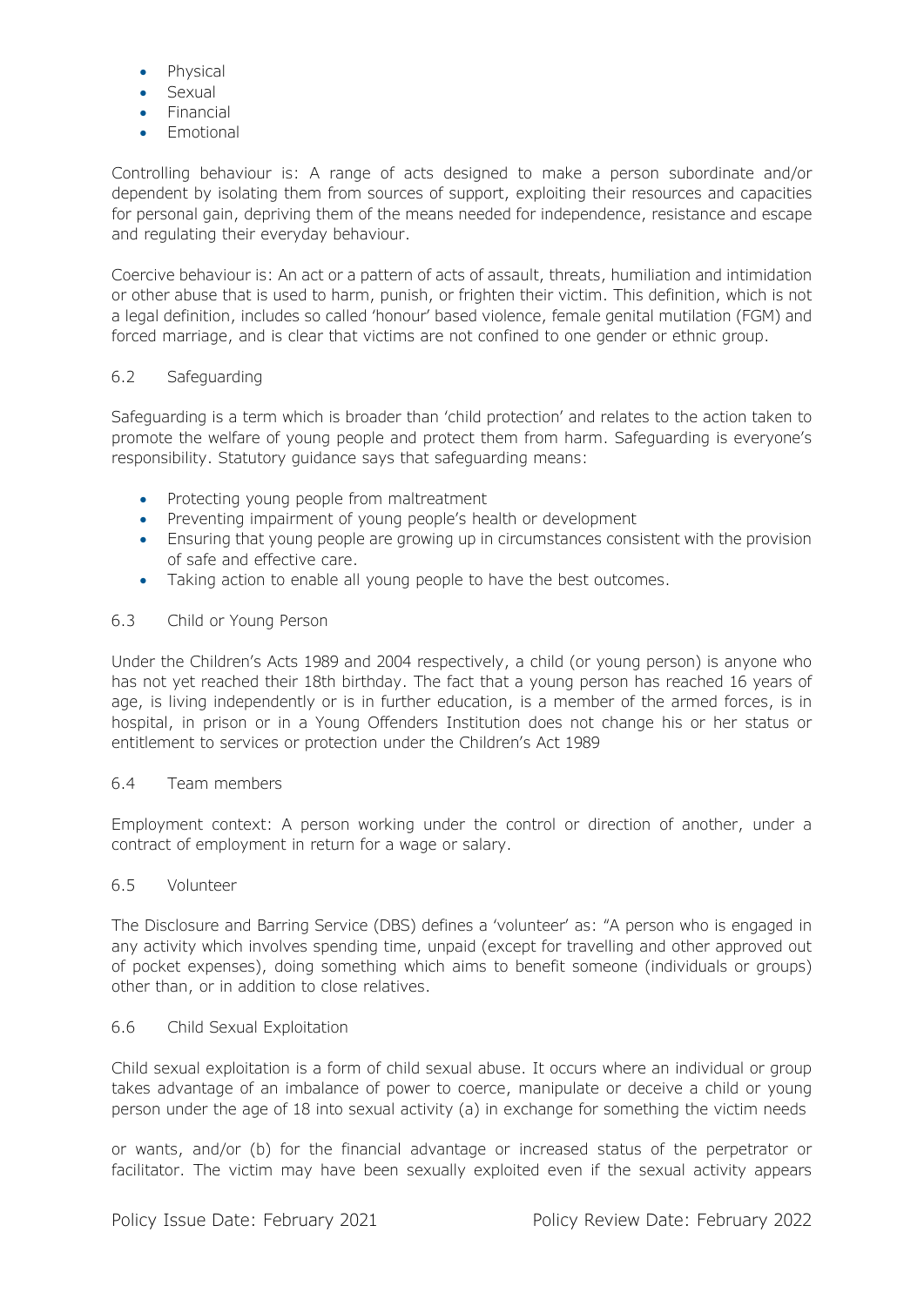- Physical
- Sexual
- Financial
- Emotional

Controlling behaviour is: A range of acts designed to make a person subordinate and/or dependent by isolating them from sources of support, exploiting their resources and capacities for personal gain, depriving them of the means needed for independence, resistance and escape and regulating their everyday behaviour.

Coercive behaviour is: An act or a pattern of acts of assault, threats, humiliation and intimidation or other abuse that is used to harm, punish, or frighten their victim. This definition, which is not a legal definition, includes so called 'honour' based violence, female genital mutilation (FGM) and forced marriage, and is clear that victims are not confined to one gender or ethnic group.

### 6.2 Safeguarding

Safeguarding is a term which is broader than 'child protection' and relates to the action taken to promote the welfare of young people and protect them from harm. Safeguarding is everyone's responsibility. Statutory guidance says that safeguarding means:

- Protecting young people from maltreatment
- Preventing impairment of young people's health or development
- Ensuring that young people are growing up in circumstances consistent with the provision of safe and effective care.
- Taking action to enable all young people to have the best outcomes.

### 6.3 Child or Young Person

Under the Children's Acts 1989 and 2004 respectively, a child (or young person) is anyone who has not yet reached their 18th birthday. The fact that a young person has reached 16 years of age, is living independently or is in further education, is a member of the armed forces, is in hospital, in prison or in a Young Offenders Institution does not change his or her status or entitlement to services or protection under the Children's Act 1989

### 6.4 Team members

Employment context: A person working under the control or direction of another, under a contract of employment in return for a wage or salary.

### 6.5 Volunteer

The Disclosure and Barring Service (DBS) defines a 'volunteer' as: "A person who is engaged in any activity which involves spending time, unpaid (except for travelling and other approved out of pocket expenses), doing something which aims to benefit someone (individuals or groups) other than, or in addition to close relatives.

### 6.6 Child Sexual Exploitation

Child sexual exploitation is a form of child sexual abuse. It occurs where an individual or group takes advantage of an imbalance of power to coerce, manipulate or deceive a child or young person under the age of 18 into sexual activity (a) in exchange for something the victim needs or wants, and/or (b) for the financial advantage or increased status of the perpetrator or facilitator. The victim may have been sexually exploited even if the sexual activity appears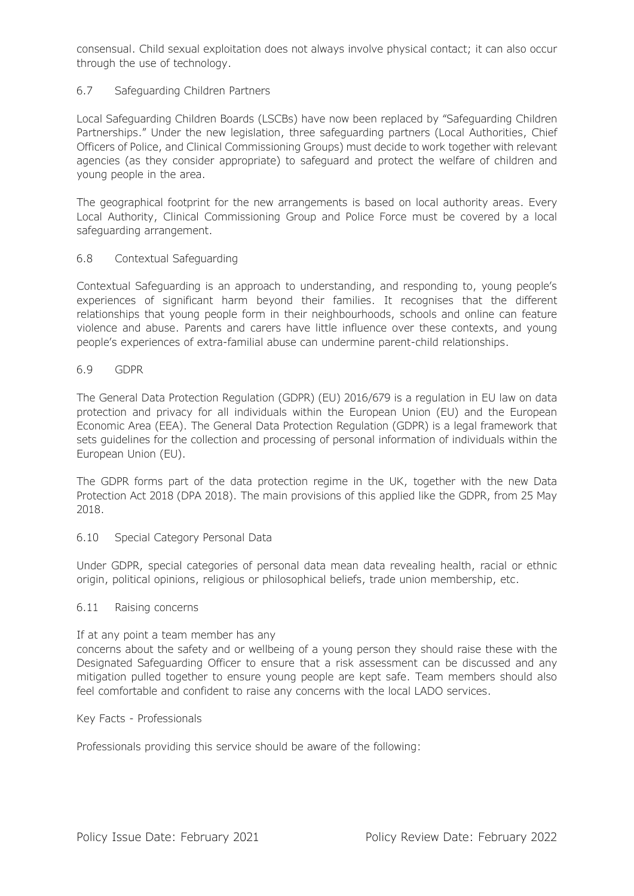consensual. Child sexual exploitation does not always involve physical contact; it can also occur through the use of technology.

### 6.7 Safeguarding Children Partners

Local Safeguarding Children Boards (LSCBs) have now been replaced by "Safeguarding Children Partnerships." Under the new legislation, three safeguarding partners (Local Authorities, Chief Officers of Police, and Clinical Commissioning Groups) must decide to work together with relevant agencies (as they consider appropriate) to safeguard and protect the welfare of children and young people in the area.

The geographical footprint for the new arrangements is based on local authority areas. Every Local Authority, Clinical Commissioning Group and Police Force must be covered by a local safeguarding arrangement.

### 6.8 Contextual Safeguarding

Contextual Safeguarding is an approach to understanding, and responding to, young people's experiences of significant harm beyond their families. It recognises that the different relationships that young people form in their neighbourhoods, schools and online can feature violence and abuse. Parents and carers have little influence over these contexts, and young people's experiences of extra-familial abuse can undermine parent-child relationships.

### 6.9 GDPR

The General Data Protection Regulation (GDPR) (EU) 2016/679 is a regulation in EU law on data protection and privacy for all individuals within the European Union (EU) and the European Economic Area (EEA). The General Data Protection Regulation (GDPR) is a legal framework that sets guidelines for the collection and processing of personal information of individuals within the European Union (EU).

The GDPR forms part of the data protection regime in the UK, together with the new Data Protection Act 2018 (DPA 2018). The main provisions of this applied like the GDPR, from 25 May 2018.

### 6.10 Special Category Personal Data

Under GDPR, special categories of personal data mean data revealing health, racial or ethnic origin, political opinions, religious or philosophical beliefs, trade union membership, etc.

### 6.11 Raising concerns

If at any point a team member has any
concerns about the safety and or wellbeing of a young person they should raise these with the Designated Safeguarding Officer to ensure that a risk assessment can be discussed and any mitigation pulled together to ensure young people are kept safe. Team members should also feel comfortable and confident to raise any concerns with the local LADO services.

Key Facts - Professionals

Professionals providing this service should be aware of the following: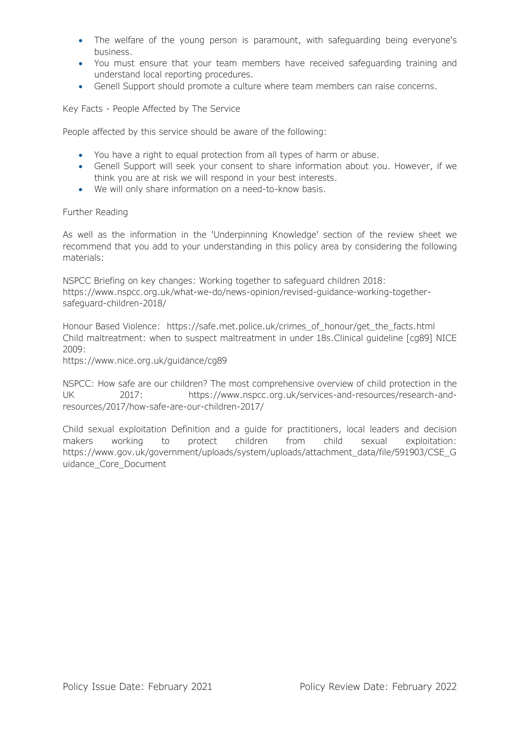- The welfare of the young person is paramount, with safeguarding being everyone's business.
- You must ensure that your team members have received safeguarding training and understand local reporting procedures.
- Genell Support should promote a culture where team members can raise concerns.

Key Facts - People Affected by The Service

People affected by this service should be aware of the following:

- You have a right to equal protection from all types of harm or abuse.
- Genell Support will seek your consent to share information about you. However, if we think you are at risk we will respond in your best interests.
- We will only share information on a need-to-know basis.

Further Reading

As well as the information in the 'Underpinning Knowledge' section of the review sheet we recommend that you add to your understanding in this policy area by considering the following materials:

NSPCC Briefing on key changes: Working together to safeguard children 2018:
https://www.nspcc.org.uk/what-we-do/news-opinion/revised-guidance-working-together-safeguard-children-2018/

Honour Based Violence: https://safe.met.police.uk/crimes_of_honour/get_the_facts.html
Child maltreatment: when to suspect maltreatment in under 18s.Clinical guideline [cg89] NICE 2009:
https://www.nice.org.uk/guidance/cg89

NSPCC: How safe are our children? The most comprehensive overview of child protection in the UK 2017: https://www.nspcc.org.uk/services-and-resources/research-and-resources/2017/how-safe-are-our-children-2017/

Child sexual exploitation Definition and a guide for practitioners, local leaders and decision makers working to protect children from child sexual exploitation: https://www.gov.uk/government/uploads/system/uploads/attachment_data/file/591903/CSE_Guidance_Core_Document

Policy Issue Date: February 2021 Policy Review Date: February 2022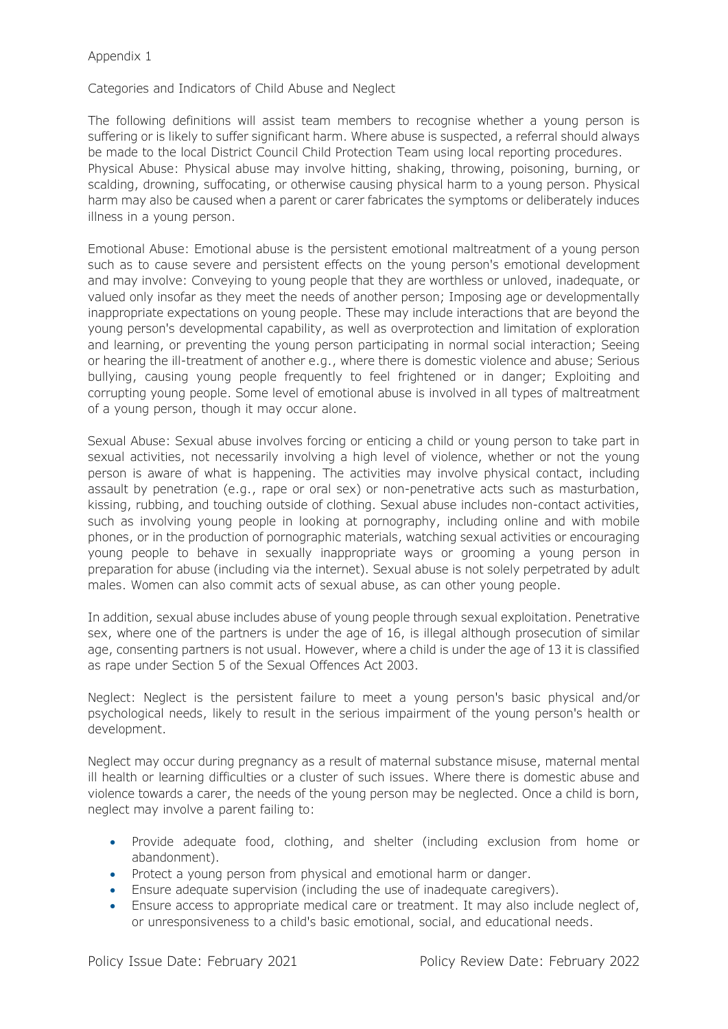Appendix 1

Categories and Indicators of Child Abuse and Neglect

The following definitions will assist team members to recognise whether a young person is suffering or is likely to suffer significant harm. Where abuse is suspected, a referral should always be made to the local District Council Child Protection Team using local reporting procedures.
Physical Abuse: Physical abuse may involve hitting, shaking, throwing, poisoning, burning, or scalding, drowning, suffocating, or otherwise causing physical harm to a young person. Physical harm may also be caused when a parent or carer fabricates the symptoms or deliberately induces illness in a young person.

Emotional Abuse: Emotional abuse is the persistent emotional maltreatment of a young person such as to cause severe and persistent effects on the young person's emotional development and may involve: Conveying to young people that they are worthless or unloved, inadequate, or valued only insofar as they meet the needs of another person; Imposing age or developmentally inappropriate expectations on young people. These may include interactions that are beyond the young person's developmental capability, as well as overprotection and limitation of exploration and learning, or preventing the young person participating in normal social interaction; Seeing or hearing the ill-treatment of another e.g., where there is domestic violence and abuse; Serious bullying, causing young people frequently to feel frightened or in danger; Exploiting and corrupting young people. Some level of emotional abuse is involved in all types of maltreatment of a young person, though it may occur alone.

Sexual Abuse: Sexual abuse involves forcing or enticing a child or young person to take part in sexual activities, not necessarily involving a high level of violence, whether or not the young person is aware of what is happening. The activities may involve physical contact, including assault by penetration (e.g., rape or oral sex) or non-penetrative acts such as masturbation, kissing, rubbing, and touching outside of clothing. Sexual abuse includes non-contact activities, such as involving young people in looking at pornography, including online and with mobile phones, or in the production of pornographic materials, watching sexual activities or encouraging young people to behave in sexually inappropriate ways or grooming a young person in preparation for abuse (including via the internet). Sexual abuse is not solely perpetrated by adult males. Women can also commit acts of sexual abuse, as can other young people.

In addition, sexual abuse includes abuse of young people through sexual exploitation. Penetrative sex, where one of the partners is under the age of 16, is illegal although prosecution of similar age, consenting partners is not usual. However, where a child is under the age of 13 it is classified as rape under Section 5 of the Sexual Offences Act 2003.

Neglect: Neglect is the persistent failure to meet a young person's basic physical and/or psychological needs, likely to result in the serious impairment of the young person's health or development.

Neglect may occur during pregnancy as a result of maternal substance misuse, maternal mental ill health or learning difficulties or a cluster of such issues. Where there is domestic abuse and violence towards a carer, the needs of the young person may be neglected. Once a child is born, neglect may involve a parent failing to:

- Provide adequate food, clothing, and shelter (including exclusion from home or abandonment).
- Protect a young person from physical and emotional harm or danger.
- Ensure adequate supervision (including the use of inadequate caregivers).
- Ensure access to appropriate medical care or treatment. It may also include neglect of, or unresponsiveness to a child's basic emotional, social, and educational needs.

Policy Issue Date: February 2021 Policy Review Date: February 2022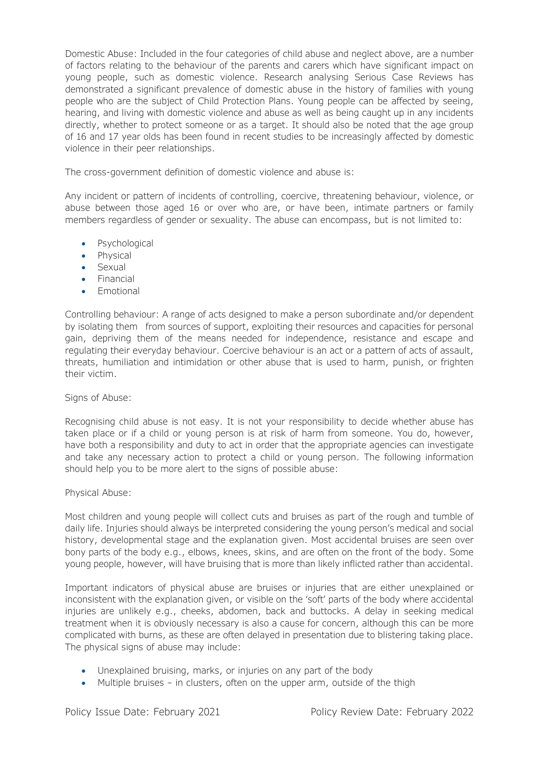Domestic Abuse: Included in the four categories of child abuse and neglect above, are a number of factors relating to the behaviour of the parents and carers which have significant impact on young people, such as domestic violence. Research analysing Serious Case Reviews has demonstrated a significant prevalence of domestic abuse in the history of families with young people who are the subject of Child Protection Plans. Young people can be affected by seeing, hearing, and living with domestic violence and abuse as well as being caught up in any incidents directly, whether to protect someone or as a target. It should also be noted that the age group of 16 and 17 year olds has been found in recent studies to be increasingly affected by domestic violence in their peer relationships.

The cross-government definition of domestic violence and abuse is:

Any incident or pattern of incidents of controlling, coercive, threatening behaviour, violence, or abuse between those aged 16 or over who are, or have been, intimate partners or family members regardless of gender or sexuality. The abuse can encompass, but is not limited to:

- Psychological
- Physical
- Sexual
- Financial
- Emotional

Controlling behaviour: A range of acts designed to make a person subordinate and/or dependent by isolating them from sources of support, exploiting their resources and capacities for personal gain, depriving them of the means needed for independence, resistance and escape and regulating their everyday behaviour. Coercive behaviour is an act or a pattern of acts of assault, threats, humiliation and intimidation or other abuse that is used to harm, punish, or frighten their victim.

Signs of Abuse:

Recognising child abuse is not easy. It is not your responsibility to decide whether abuse has taken place or if a child or young person is at risk of harm from someone. You do, however, have both a responsibility and duty to act in order that the appropriate agencies can investigate and take any necessary action to protect a child or young person. The following information should help you to be more alert to the signs of possible abuse:

Physical Abuse:

Most children and young people will collect cuts and bruises as part of the rough and tumble of daily life. Injuries should always be interpreted considering the young person's medical and social history, developmental stage and the explanation given. Most accidental bruises are seen over bony parts of the body e.g., elbows, knees, skins, and are often on the front of the body. Some young people, however, will have bruising that is more than likely inflicted rather than accidental.

Important indicators of physical abuse are bruises or injuries that are either unexplained or inconsistent with the explanation given, or visible on the 'soft' parts of the body where accidental injuries are unlikely e.g., cheeks, abdomen, back and buttocks. A delay in seeking medical treatment when it is obviously necessary is also a cause for concern, although this can be more complicated with burns, as these are often delayed in presentation due to blistering taking place. The physical signs of abuse may include:

- Unexplained bruising, marks, or injuries on any part of the body
- Multiple bruises – in clusters, often on the upper arm, outside of the thigh

Policy Issue Date: February 2021 Policy Review Date: February 2022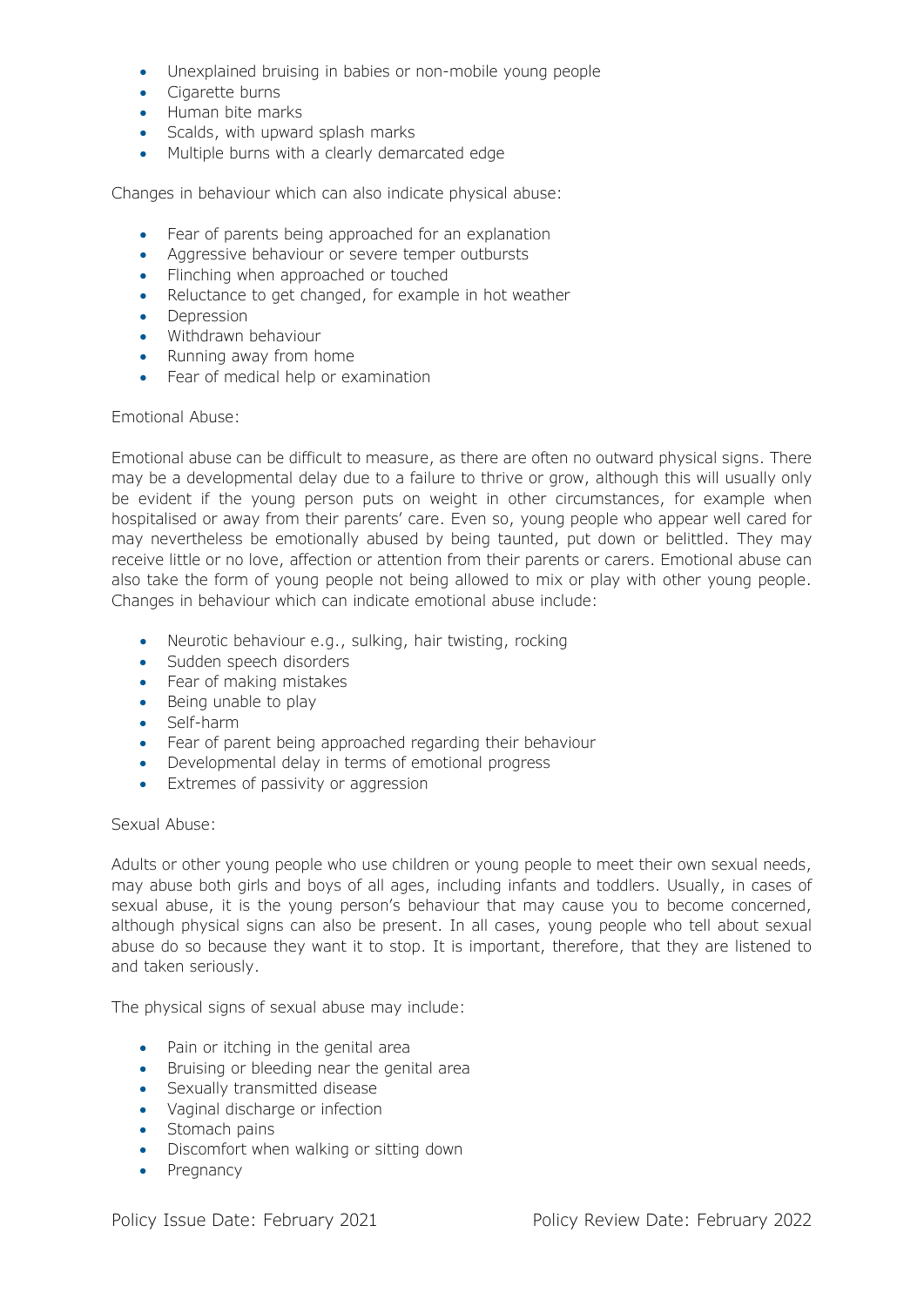- Unexplained bruising in babies or non-mobile young people
- Cigarette burns
- Human bite marks
- Scalds, with upward splash marks
- Multiple burns with a clearly demarcated edge

Changes in behaviour which can also indicate physical abuse:

- Fear of parents being approached for an explanation
- Aggressive behaviour or severe temper outbursts
- Flinching when approached or touched
- Reluctance to get changed, for example in hot weather
- Depression
- Withdrawn behaviour
- Running away from home
- Fear of medical help or examination

Emotional Abuse:

Emotional abuse can be difficult to measure, as there are often no outward physical signs. There may be a developmental delay due to a failure to thrive or grow, although this will usually only be evident if the young person puts on weight in other circumstances, for example when hospitalised or away from their parents' care. Even so, young people who appear well cared for may nevertheless be emotionally abused by being taunted, put down or belittled. They may receive little or no love, affection or attention from their parents or carers. Emotional abuse can also take the form of young people not being allowed to mix or play with other young people. Changes in behaviour which can indicate emotional abuse include:

- Neurotic behaviour e.g., sulking, hair twisting, rocking
- Sudden speech disorders
- Fear of making mistakes
- Being unable to play
- Self-harm
- Fear of parent being approached regarding their behaviour
- Developmental delay in terms of emotional progress
- Extremes of passivity or aggression

Sexual Abuse:

Adults or other young people who use children or young people to meet their own sexual needs, may abuse both girls and boys of all ages, including infants and toddlers. Usually, in cases of sexual abuse, it is the young person's behaviour that may cause you to become concerned, although physical signs can also be present. In all cases, young people who tell about sexual abuse do so because they want it to stop. It is important, therefore, that they are listened to and taken seriously.

The physical signs of sexual abuse may include:

- Pain or itching in the genital area
- Bruising or bleeding near the genital area
- Sexually transmitted disease
- Vaginal discharge or infection
- Stomach pains
- Discomfort when walking or sitting down
- Pregnancy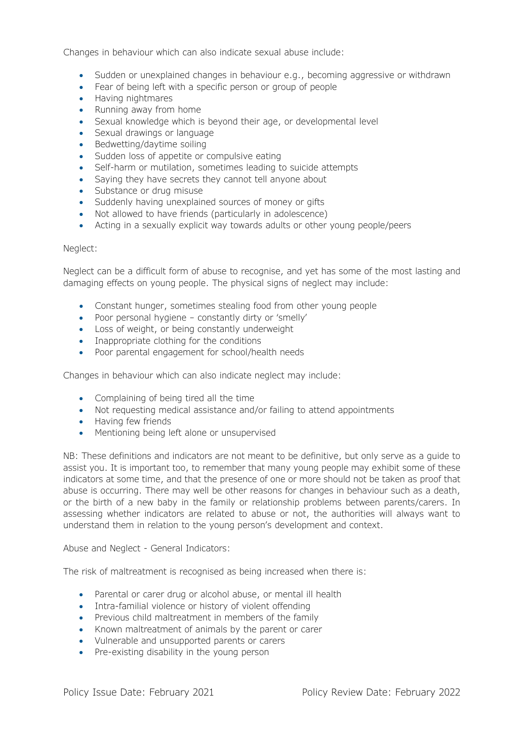Changes in behaviour which can also indicate sexual abuse include:

- Sudden or unexplained changes in behaviour e.g., becoming aggressive or withdrawn
- Fear of being left with a specific person or group of people
- Having nightmares
- Running away from home
- Sexual knowledge which is beyond their age, or developmental level
- Sexual drawings or language
- Bedwetting/daytime soiling
- Sudden loss of appetite or compulsive eating
- Self-harm or mutilation, sometimes leading to suicide attempts
- Saying they have secrets they cannot tell anyone about
- Substance or drug misuse
- Suddenly having unexplained sources of money or gifts
- Not allowed to have friends (particularly in adolescence)
- Acting in a sexually explicit way towards adults or other young people/peers

Neglect:

Neglect can be a difficult form of abuse to recognise, and yet has some of the most lasting and damaging effects on young people. The physical signs of neglect may include:

- Constant hunger, sometimes stealing food from other young people
- Poor personal hygiene – constantly dirty or 'smelly'
- Loss of weight, or being constantly underweight
- Inappropriate clothing for the conditions
- Poor parental engagement for school/health needs

Changes in behaviour which can also indicate neglect may include:

- Complaining of being tired all the time
- Not requesting medical assistance and/or failing to attend appointments
- Having few friends
- Mentioning being left alone or unsupervised

NB: These definitions and indicators are not meant to be definitive, but only serve as a guide to assist you. It is important too, to remember that many young people may exhibit some of these indicators at some time, and that the presence of one or more should not be taken as proof that abuse is occurring. There may well be other reasons for changes in behaviour such as a death, or the birth of a new baby in the family or relationship problems between parents/carers. In assessing whether indicators are related to abuse or not, the authorities will always want to understand them in relation to the young person's development and context.

Abuse and Neglect - General Indicators:

The risk of maltreatment is recognised as being increased when there is:

- Parental or carer drug or alcohol abuse, or mental ill health
- Intra-familial violence or history of violent offending
- Previous child maltreatment in members of the family
- Known maltreatment of animals by the parent or carer
- Vulnerable and unsupported parents or carers
- Pre-existing disability in the young person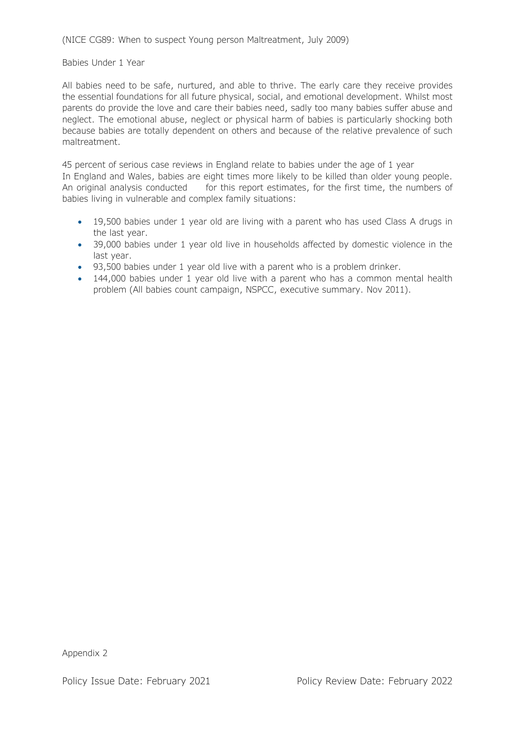(NICE CG89: When to suspect Young person Maltreatment, July 2009)

Babies Under 1 Year

All babies need to be safe, nurtured, and able to thrive. The early care they receive provides the essential foundations for all future physical, social, and emotional development. Whilst most parents do provide the love and care their babies need, sadly too many babies suffer abuse and neglect. The emotional abuse, neglect or physical harm of babies is particularly shocking both because babies are totally dependent on others and because of the relative prevalence of such maltreatment.

45 percent of serious case reviews in England relate to babies under the age of 1 year
In England and Wales, babies are eight times more likely to be killed than older young people. An original analysis conducted for this report estimates, for the first time, the numbers of babies living in vulnerable and complex family situations:

- 19,500 babies under 1 year old are living with a parent who has used Class A drugs in the last year.
- 39,000 babies under 1 year old live in households affected by domestic violence in the last year.
- 93,500 babies under 1 year old live with a parent who is a problem drinker.
- 144,000 babies under 1 year old live with a parent who has a common mental health problem (All babies count campaign, NSPCC, executive summary. Nov 2011).

Appendix 2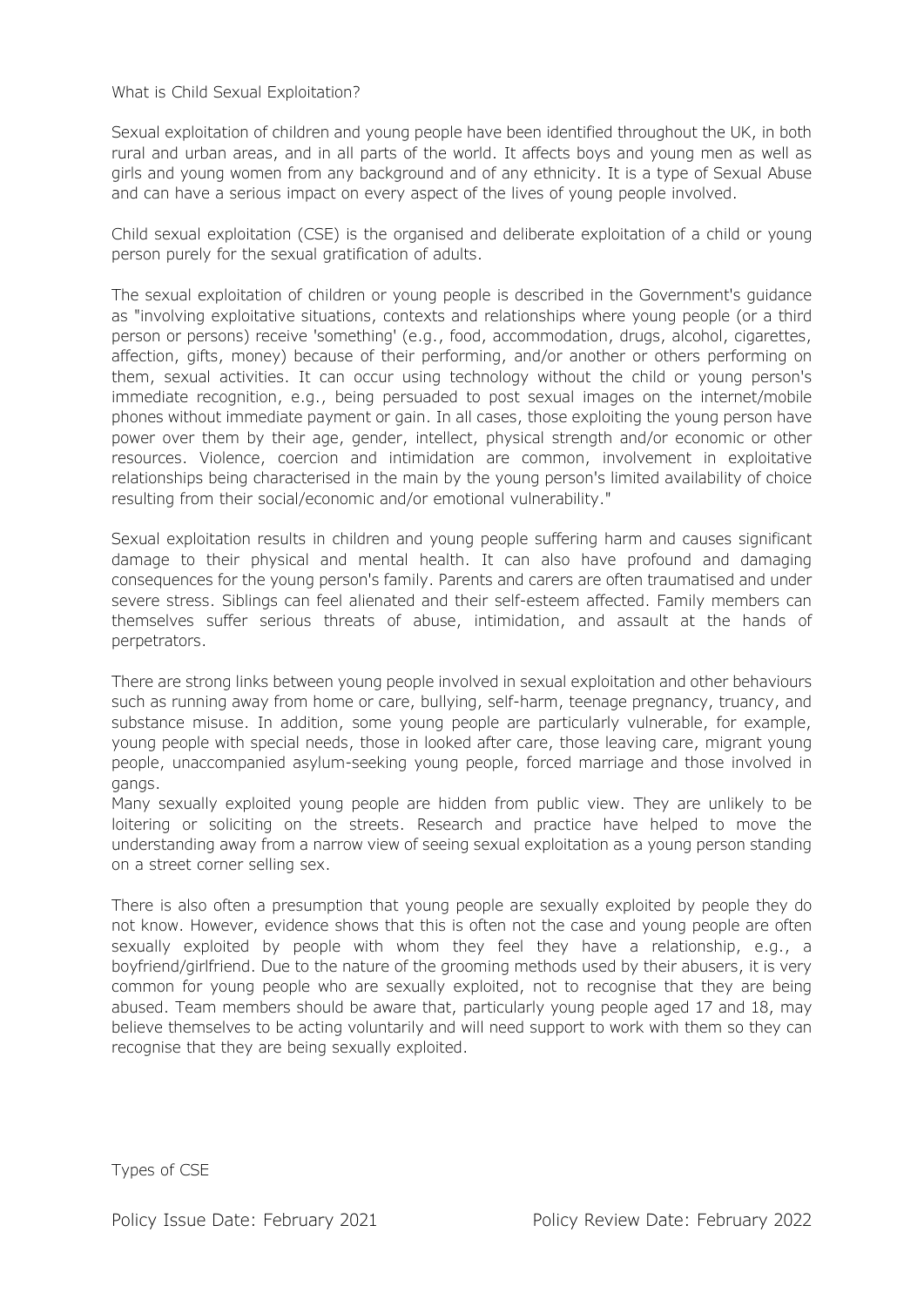## What is Child Sexual Exploitation?

Sexual exploitation of children and young people have been identified throughout the UK, in both rural and urban areas, and in all parts of the world. It affects boys and young men as well as girls and young women from any background and of any ethnicity. It is a type of Sexual Abuse and can have a serious impact on every aspect of the lives of young people involved.

Child sexual exploitation (CSE) is the organised and deliberate exploitation of a child or young person purely for the sexual gratification of adults.

The sexual exploitation of children or young people is described in the Government's guidance as "involving exploitative situations, contexts and relationships where young people (or a third person or persons) receive 'something' (e.g., food, accommodation, drugs, alcohol, cigarettes, affection, gifts, money) because of their performing, and/or another or others performing on them, sexual activities. It can occur using technology without the child or young person's immediate recognition, e.g., being persuaded to post sexual images on the internet/mobile phones without immediate payment or gain. In all cases, those exploiting the young person have power over them by their age, gender, intellect, physical strength and/or economic or other resources. Violence, coercion and intimidation are common, involvement in exploitative relationships being characterised in the main by the young person's limited availability of choice resulting from their social/economic and/or emotional vulnerability."

Sexual exploitation results in children and young people suffering harm and causes significant damage to their physical and mental health. It can also have profound and damaging consequences for the young person's family. Parents and carers are often traumatised and under severe stress. Siblings can feel alienated and their self-esteem affected. Family members can themselves suffer serious threats of abuse, intimidation, and assault at the hands of perpetrators.

There are strong links between young people involved in sexual exploitation and other behaviours such as running away from home or care, bullying, self-harm, teenage pregnancy, truancy, and substance misuse. In addition, some young people are particularly vulnerable, for example, young people with special needs, those in looked after care, those leaving care, migrant young people, unaccompanied asylum-seeking young people, forced marriage and those involved in gangs.

Many sexually exploited young people are hidden from public view. They are unlikely to be loitering or soliciting on the streets. Research and practice have helped to move the understanding away from a narrow view of seeing sexual exploitation as a young person standing on a street corner selling sex.

There is also often a presumption that young people are sexually exploited by people they do not know. However, evidence shows that this is often not the case and young people are often sexually exploited by people with whom they feel they have a relationship, e.g., a boyfriend/girlfriend. Due to the nature of the grooming methods used by their abusers, it is very common for young people who are sexually exploited, not to recognise that they are being abused. Team members should be aware that, particularly young people aged 17 and 18, may believe themselves to be acting voluntarily and will need support to work with them so they can recognise that they are being sexually exploited.

## Types of CSE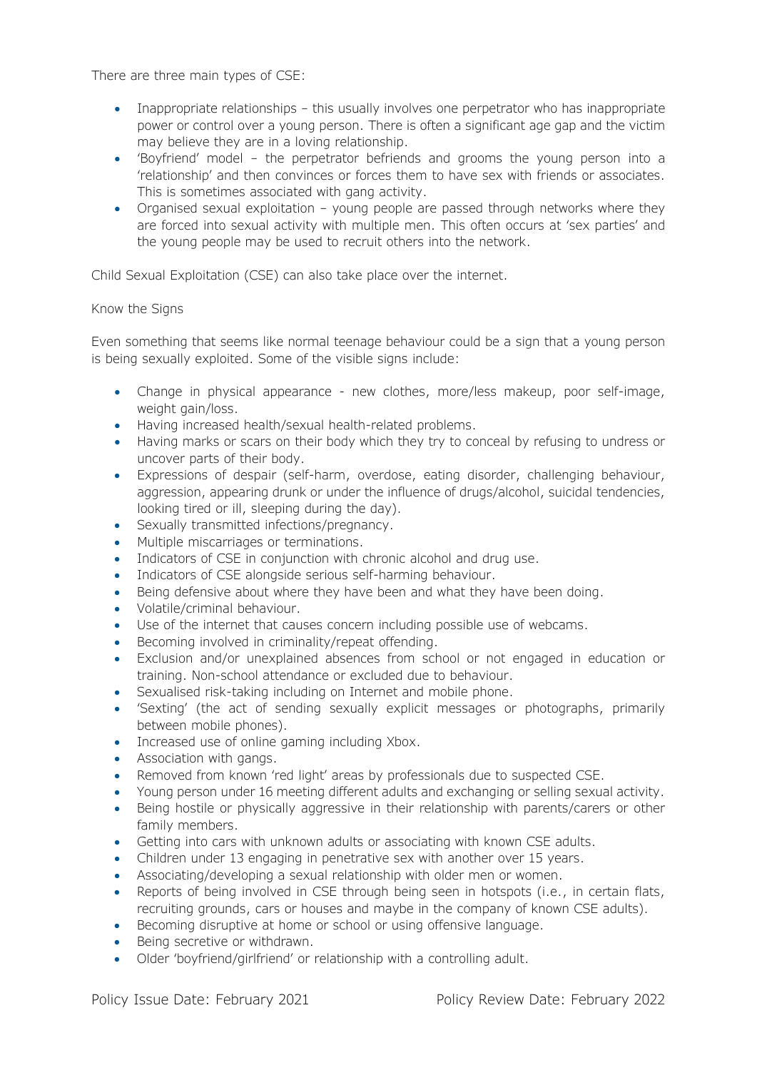There are three main types of CSE:

- Inappropriate relationships – this usually involves one perpetrator who has inappropriate power or control over a young person. There is often a significant age gap and the victim may believe they are in a loving relationship.
- 'Boyfriend' model – the perpetrator befriends and grooms the young person into a 'relationship' and then convinces or forces them to have sex with friends or associates. This is sometimes associated with gang activity.
- Organised sexual exploitation – young people are passed through networks where they are forced into sexual activity with multiple men. This often occurs at 'sex parties' and the young people may be used to recruit others into the network.

Child Sexual Exploitation (CSE) can also take place over the internet.

Know the Signs

Even something that seems like normal teenage behaviour could be a sign that a young person is being sexually exploited. Some of the visible signs include:

- Change in physical appearance - new clothes, more/less makeup, poor self-image, weight gain/loss.
- Having increased health/sexual health-related problems.
- Having marks or scars on their body which they try to conceal by refusing to undress or uncover parts of their body.
- Expressions of despair (self-harm, overdose, eating disorder, challenging behaviour, aggression, appearing drunk or under the influence of drugs/alcohol, suicidal tendencies, looking tired or ill, sleeping during the day).
- Sexually transmitted infections/pregnancy.
- Multiple miscarriages or terminations.
- Indicators of CSE in conjunction with chronic alcohol and drug use.
- Indicators of CSE alongside serious self-harming behaviour.
- Being defensive about where they have been and what they have been doing.
- Volatile/criminal behaviour.
- Use of the internet that causes concern including possible use of webcams.
- Becoming involved in criminality/repeat offending.
- Exclusion and/or unexplained absences from school or not engaged in education or training. Non-school attendance or excluded due to behaviour.
- Sexualised risk-taking including on Internet and mobile phone.
- 'Sexting' (the act of sending sexually explicit messages or photographs, primarily between mobile phones).
- Increased use of online gaming including Xbox.
- Association with gangs.
- Removed from known 'red light' areas by professionals due to suspected CSE.
- Young person under 16 meeting different adults and exchanging or selling sexual activity.
- Being hostile or physically aggressive in their relationship with parents/carers or other family members.
- Getting into cars with unknown adults or associating with known CSE adults.
- Children under 13 engaging in penetrative sex with another over 15 years.
- Associating/developing a sexual relationship with older men or women.
- Reports of being involved in CSE through being seen in hotspots (i.e., in certain flats, recruiting grounds, cars or houses and maybe in the company of known CSE adults).
- Becoming disruptive at home or school or using offensive language.
- Being secretive or withdrawn.
- Older 'boyfriend/girlfriend' or relationship with a controlling adult.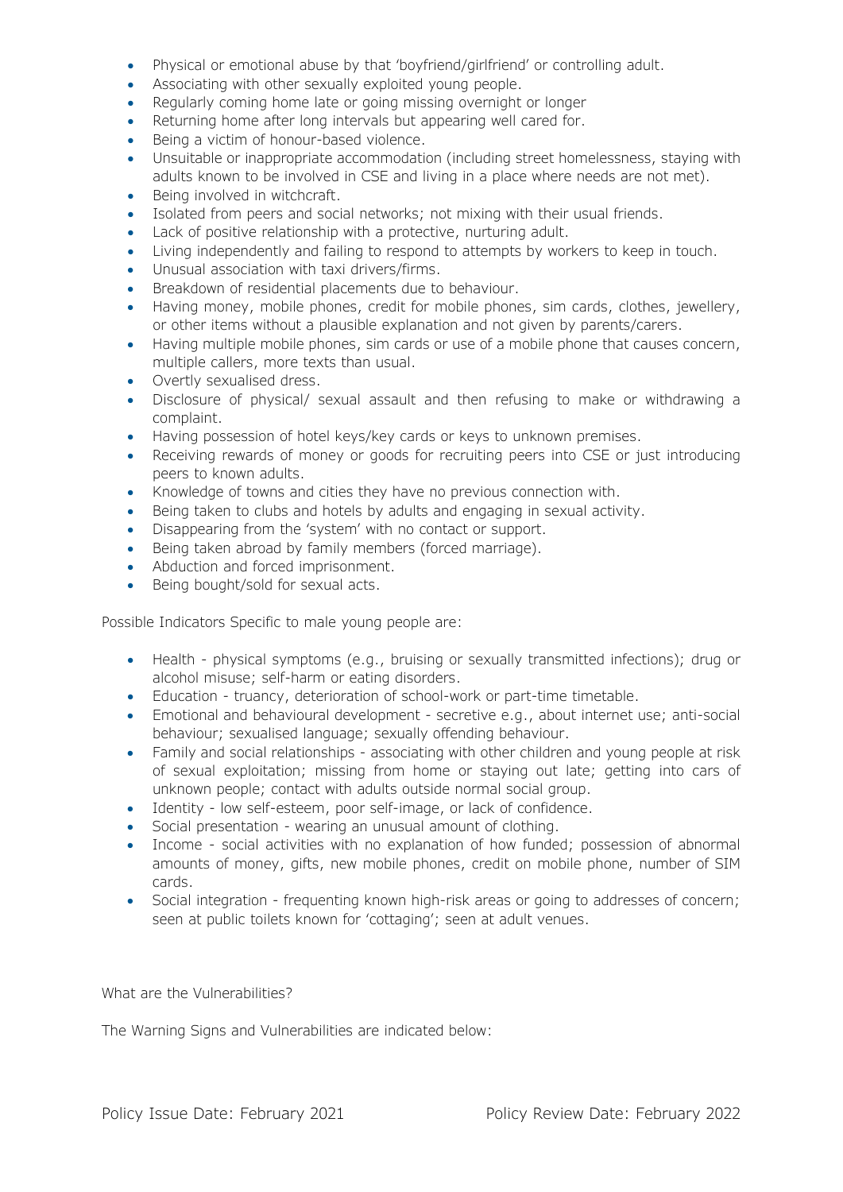- Physical or emotional abuse by that 'boyfriend/girlfriend' or controlling adult.
- Associating with other sexually exploited young people.
- Regularly coming home late or going missing overnight or longer
- Returning home after long intervals but appearing well cared for.
- Being a victim of honour-based violence.
- Unsuitable or inappropriate accommodation (including street homelessness, staying with adults known to be involved in CSE and living in a place where needs are not met).
- Being involved in witchcraft.
- Isolated from peers and social networks; not mixing with their usual friends.
- Lack of positive relationship with a protective, nurturing adult.
- Living independently and failing to respond to attempts by workers to keep in touch.
- Unusual association with taxi drivers/firms.
- Breakdown of residential placements due to behaviour.
- Having money, mobile phones, credit for mobile phones, sim cards, clothes, jewellery, or other items without a plausible explanation and not given by parents/carers.
- Having multiple mobile phones, sim cards or use of a mobile phone that causes concern, multiple callers, more texts than usual.
- Overtly sexualised dress.
- Disclosure of physical/ sexual assault and then refusing to make or withdrawing a complaint.
- Having possession of hotel keys/key cards or keys to unknown premises.
- Receiving rewards of money or goods for recruiting peers into CSE or just introducing peers to known adults.
- Knowledge of towns and cities they have no previous connection with.
- Being taken to clubs and hotels by adults and engaging in sexual activity.
- Disappearing from the 'system' with no contact or support.
- Being taken abroad by family members (forced marriage).
- Abduction and forced imprisonment.
- Being bought/sold for sexual acts.

Possible Indicators Specific to male young people are:

- Health - physical symptoms (e.g., bruising or sexually transmitted infections); drug or alcohol misuse; self-harm or eating disorders.
- Education - truancy, deterioration of school-work or part-time timetable.
- Emotional and behavioural development - secretive e.g., about internet use; anti-social behaviour; sexualised language; sexually offending behaviour.
- Family and social relationships - associating with other children and young people at risk of sexual exploitation; missing from home or staying out late; getting into cars of unknown people; contact with adults outside normal social group.
- Identity - low self-esteem, poor self-image, or lack of confidence.
- Social presentation - wearing an unusual amount of clothing.
- Income - social activities with no explanation of how funded; possession of abnormal amounts of money, gifts, new mobile phones, credit on mobile phone, number of SIM cards.
- Social integration - frequenting known high-risk areas or going to addresses of concern; seen at public toilets known for 'cottaging'; seen at adult venues.

What are the Vulnerabilities?

The Warning Signs and Vulnerabilities are indicated below: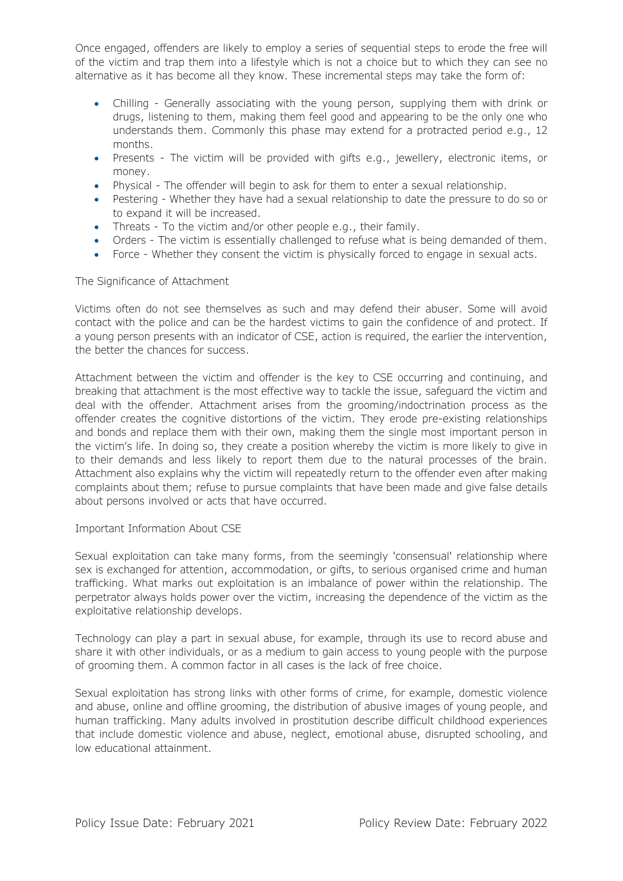Once engaged, offenders are likely to employ a series of sequential steps to erode the free will of the victim and trap them into a lifestyle which is not a choice but to which they can see no alternative as it has become all they know. These incremental steps may take the form of:

- Chilling - Generally associating with the young person, supplying them with drink or drugs, listening to them, making them feel good and appearing to be the only one who understands them. Commonly this phase may extend for a protracted period e.g., 12 months.
- Presents - The victim will be provided with gifts e.g., jewellery, electronic items, or money.
- Physical - The offender will begin to ask for them to enter a sexual relationship.
- Pestering - Whether they have had a sexual relationship to date the pressure to do so or to expand it will be increased.
- Threats - To the victim and/or other people e.g., their family.
- Orders - The victim is essentially challenged to refuse what is being demanded of them.
- Force - Whether they consent the victim is physically forced to engage in sexual acts.

## The Significance of Attachment

Victims often do not see themselves as such and may defend their abuser. Some will avoid contact with the police and can be the hardest victims to gain the confidence of and protect. If a young person presents with an indicator of CSE, action is required, the earlier the intervention, the better the chances for success.

Attachment between the victim and offender is the key to CSE occurring and continuing, and breaking that attachment is the most effective way to tackle the issue, safeguard the victim and deal with the offender. Attachment arises from the grooming/indoctrination process as the offender creates the cognitive distortions of the victim. They erode pre-existing relationships and bonds and replace them with their own, making them the single most important person in the victim's life. In doing so, they create a position whereby the victim is more likely to give in to their demands and less likely to report them due to the natural processes of the brain. Attachment also explains why the victim will repeatedly return to the offender even after making complaints about them; refuse to pursue complaints that have been made and give false details about persons involved or acts that have occurred.

## Important Information About CSE

Sexual exploitation can take many forms, from the seemingly 'consensual' relationship where sex is exchanged for attention, accommodation, or gifts, to serious organised crime and human trafficking. What marks out exploitation is an imbalance of power within the relationship. The perpetrator always holds power over the victim, increasing the dependence of the victim as the exploitative relationship develops.

Technology can play a part in sexual abuse, for example, through its use to record abuse and share it with other individuals, or as a medium to gain access to young people with the purpose of grooming them. A common factor in all cases is the lack of free choice.

Sexual exploitation has strong links with other forms of crime, for example, domestic violence and abuse, online and offline grooming, the distribution of abusive images of young people, and human trafficking. Many adults involved in prostitution describe difficult childhood experiences that include domestic violence and abuse, neglect, emotional abuse, disrupted schooling, and low educational attainment.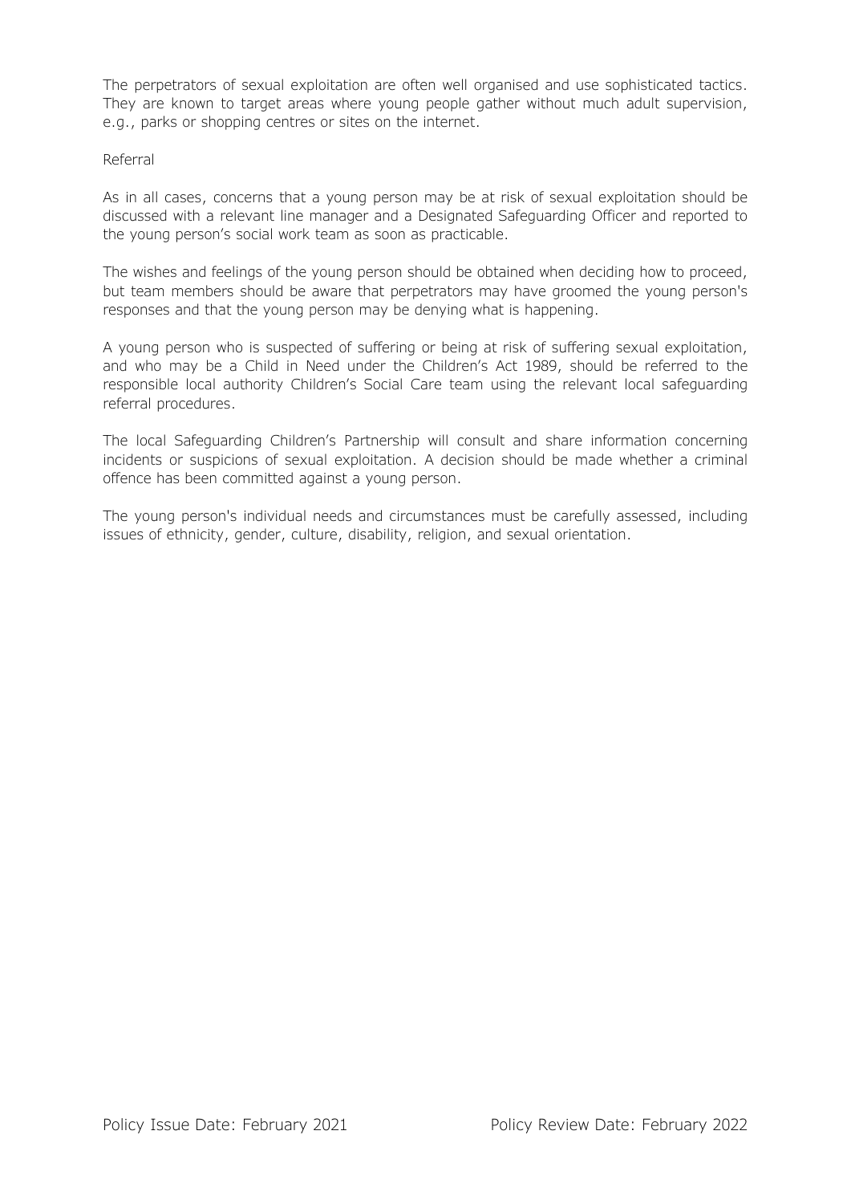The perpetrators of sexual exploitation are often well organised and use sophisticated tactics. They are known to target areas where young people gather without much adult supervision, e.g., parks or shopping centres or sites on the internet.

Referral

As in all cases, concerns that a young person may be at risk of sexual exploitation should be discussed with a relevant line manager and a Designated Safeguarding Officer and reported to the young person's social work team as soon as practicable.

The wishes and feelings of the young person should be obtained when deciding how to proceed, but team members should be aware that perpetrators may have groomed the young person's responses and that the young person may be denying what is happening.

A young person who is suspected of suffering or being at risk of suffering sexual exploitation, and who may be a Child in Need under the Children's Act 1989, should be referred to the responsible local authority Children's Social Care team using the relevant local safeguarding referral procedures.

The local Safeguarding Children's Partnership will consult and share information concerning incidents or suspicions of sexual exploitation. A decision should be made whether a criminal offence has been committed against a young person.

The young person's individual needs and circumstances must be carefully assessed, including issues of ethnicity, gender, culture, disability, religion, and sexual orientation.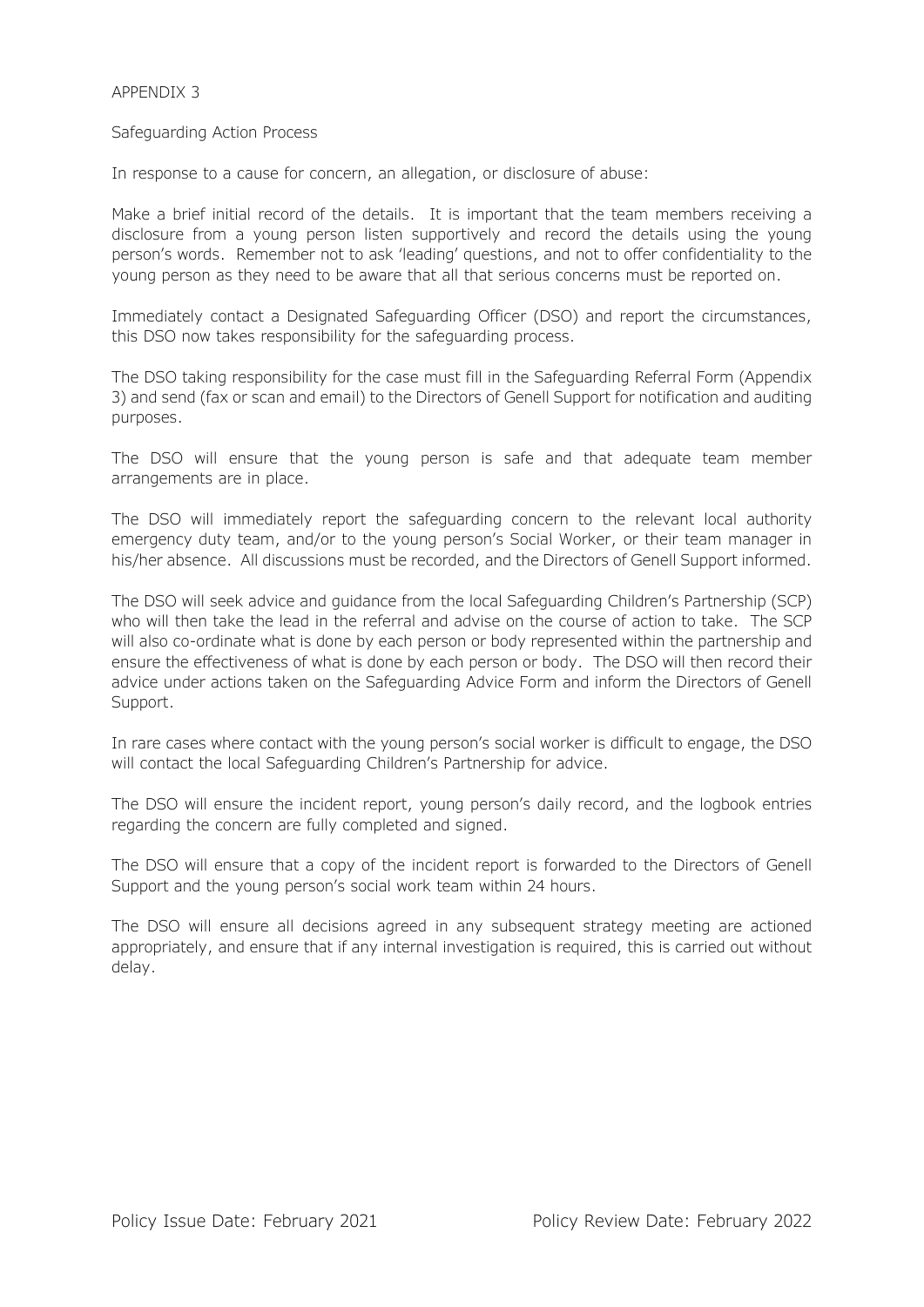APPENDIX 3

Safeguarding Action Process

In response to a cause for concern, an allegation, or disclosure of abuse:

Make a brief initial record of the details. It is important that the team members receiving a disclosure from a young person listen supportively and record the details using the young person's words. Remember not to ask 'leading' questions, and not to offer confidentiality to the young person as they need to be aware that all that serious concerns must be reported on.

Immediately contact a Designated Safeguarding Officer (DSO) and report the circumstances, this DSO now takes responsibility for the safeguarding process.

The DSO taking responsibility for the case must fill in the Safeguarding Referral Form (Appendix 3) and send (fax or scan and email) to the Directors of Genell Support for notification and auditing purposes.

The DSO will ensure that the young person is safe and that adequate team member arrangements are in place.

The DSO will immediately report the safeguarding concern to the relevant local authority emergency duty team, and/or to the young person's Social Worker, or their team manager in his/her absence. All discussions must be recorded, and the Directors of Genell Support informed.

The DSO will seek advice and guidance from the local Safeguarding Children's Partnership (SCP) who will then take the lead in the referral and advise on the course of action to take. The SCP will also co-ordinate what is done by each person or body represented within the partnership and ensure the effectiveness of what is done by each person or body. The DSO will then record their advice under actions taken on the Safeguarding Advice Form and inform the Directors of Genell Support.

In rare cases where contact with the young person's social worker is difficult to engage, the DSO will contact the local Safeguarding Children's Partnership for advice.

The DSO will ensure the incident report, young person's daily record, and the logbook entries regarding the concern are fully completed and signed.

The DSO will ensure that a copy of the incident report is forwarded to the Directors of Genell Support and the young person's social work team within 24 hours.

The DSO will ensure all decisions agreed in any subsequent strategy meeting are actioned appropriately, and ensure that if any internal investigation is required, this is carried out without delay.